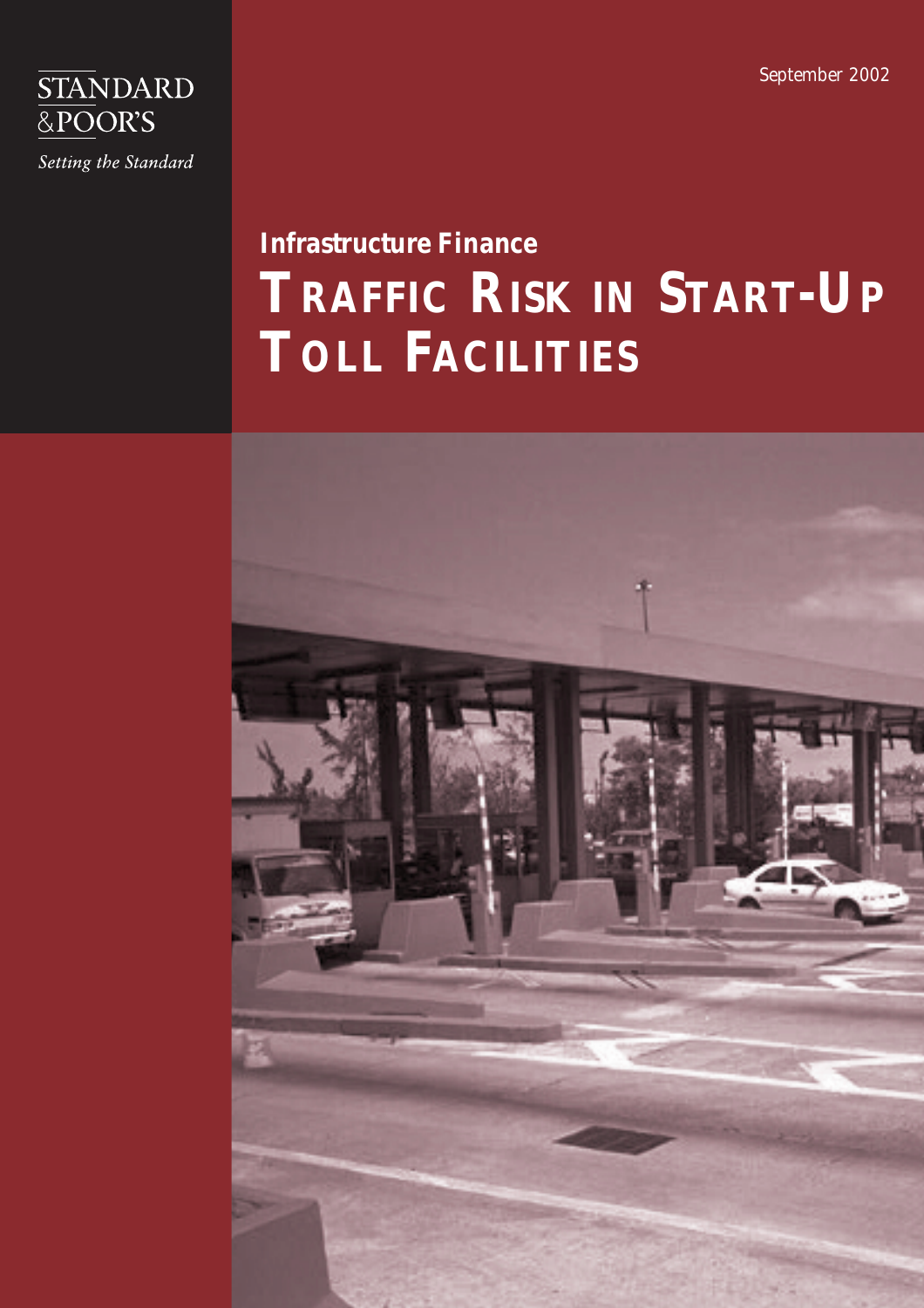STANDARD & POOR'S

*Setting the Standard*

September 2002

## Infrastructure Finance

# TRAFFIC RISK IN START-UP TOLL FACILITIES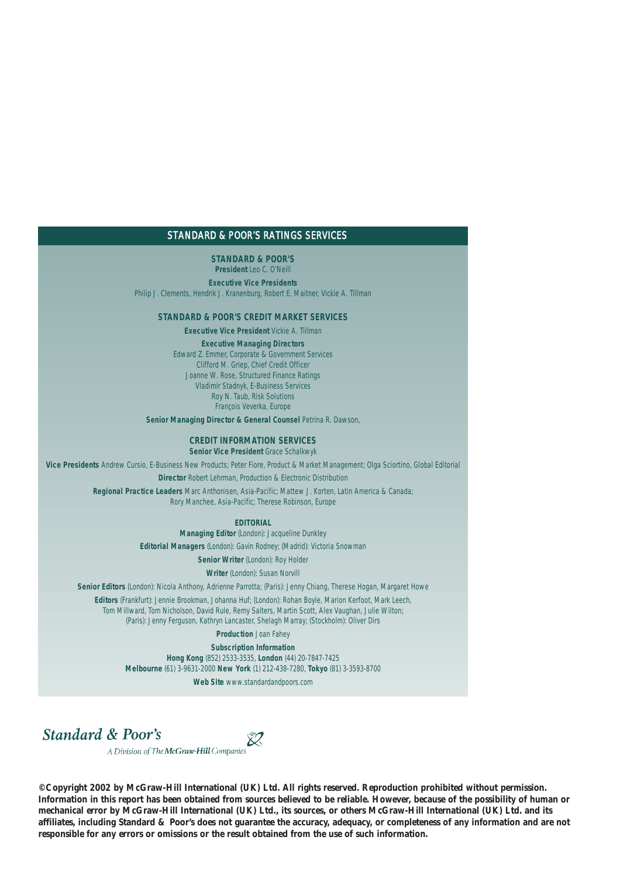## STANDARD & POOR'S RATINGS SERVICES

**STANDARD & POOR'S**
**President** Leo C. O'Neill

**Executive Vice Presidents**
Philip J. Clements, Hendrik J. Kranenburg, Robert E. Maitner, Vickie A. Tillman

### STANDARD & POOR'S CREDIT MARKET SERVICES

**Executive Vice President** Vickie A. Tillman

**Executive Managing Directors**
Edward Z. Emmer, Corporate & Government Services
Clifford M. Griep, Chief Credit Officer
Joanne W. Rose, Structured Finance Ratings
Vladimir Stadnyk, E-Business Services
Roy N. Taub, Risk Solutions
François Veverka, Europe

**Senior Managing Director & General Counsel** Petrina R. Dawson,

### CREDIT INFORMATION SERVICES

**Senior Vice President** Grace Schalkwyk

**Vice Presidents** Andrew Cursio, E-Business New Products; Peter Fiore, Product & Market Management; Olga Sciortino, Global Editorial

**Director** Robert Lehrman, Production & Electronic Distribution

**Regional Practice Leaders** Marc Anthonisen, Asia-Pacific; Mattew J. Korten, Latin America & Canada; Rory Manchee, Asia-Pacific; Therese Robinson, Europe

### EDITORIAL

**Managing Editor** (London): Jacqueline Dunkley

**Editorial Managers** (London): Gavin Rodney; (Madrid): Victoria Snowman

**Senior Writer** (London): Roy Holder

**Writer** (London): Susan Norvill

**Senior Editors** (London): Nicola Anthony, Adrienne Parrotta; (Paris): Jenny Chiang, Therese Hogan, Margaret Howe

**Editors** (Frankfurt): Jennie Brookman, Johanna Huf; (London): Rohan Boyle, Marion Kerfoot, Mark Leech, Tom Millward, Tom Nicholson, David Rule, Remy Salters, Martin Scott, Alex Vaughan, Julie Wilton; (Paris): Jenny Ferguson, Kathryn Lancaster, Shelagh Marray; (Stockholm): Oliver Dirs

**Production** Joan Fahey

**Subscription Information**
**Hong Kong** (852) 2533-3535, **London** (44) 20-7847-7425
**Melbourne** (61) 3-9631-2000 **New York** (1) 212-438-7280, **Tokyo** (81) 3-3593-8700

**Web Site** www.standardandpoors.com

*Standard & Poor's*
*A Division of The McGraw-Hill Companies*

**©Copyright 2002 by McGraw-Hill International (UK) Ltd. All rights reserved. Reproduction prohibited without permission. Information in this report has been obtained from sources believed to be reliable. However, because of the possibility of human or mechanical error by McGraw-Hill International (UK) Ltd., its sources, or others McGraw-Hill International (UK) Ltd. and its affiliates, including Standard & Poor's does not guarantee the accuracy, adequacy, or completeness of any information and are not responsible for any errors or omissions or the result obtained from the use of such information.**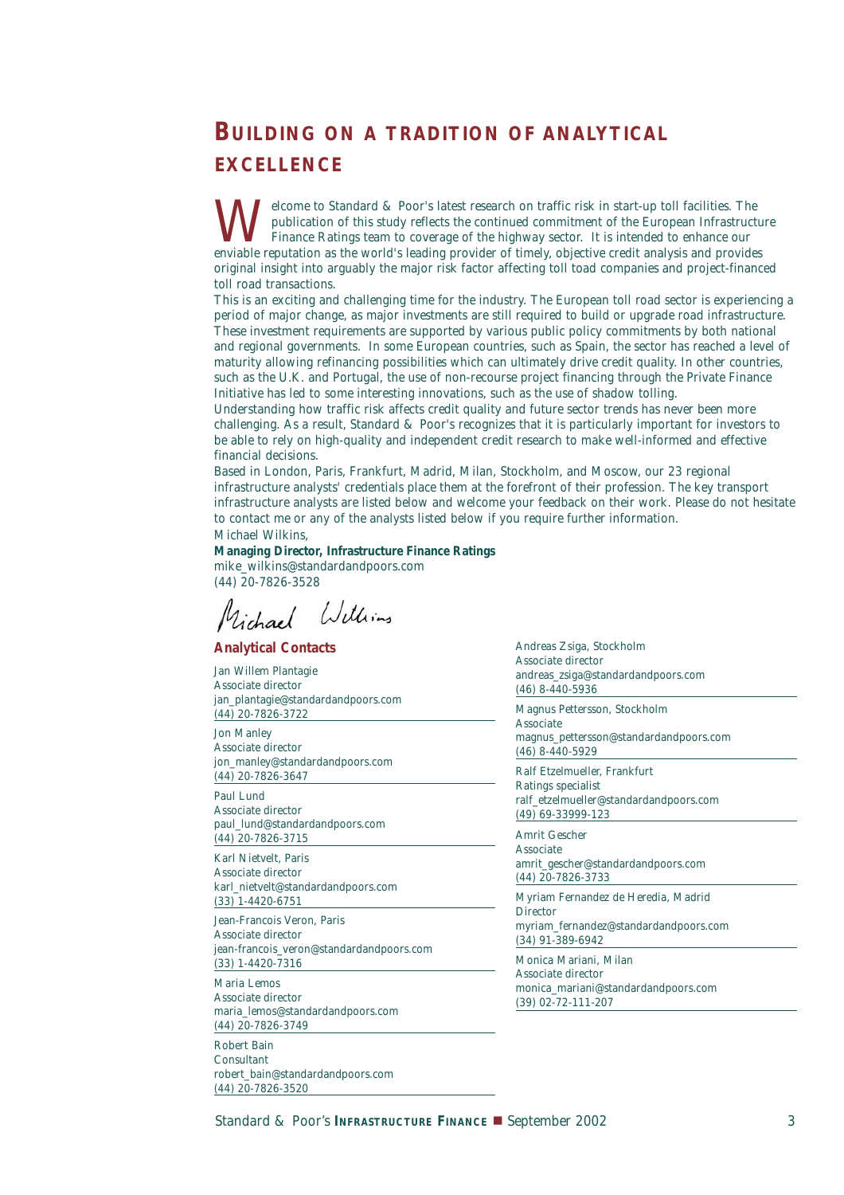# BUILDING ON A TRADITION OF ANALYTICAL EXCELLENCE

Welcome to Standard & Poor's latest research on traffic risk in start-up toll facilities. The publication of this study reflects the continued commitment of the European Infrastructure Finance Ratings team to coverage of the highway sector. It is intended to enhance our enviable reputation as the world's leading provider of timely, objective credit analysis and provides original insight into arguably the major risk factor affecting toll toad companies and project-financed toll road transactions.

This is an exciting and challenging time for the industry. The European toll road sector is experiencing a period of major change, as major investments are still required to build or upgrade road infrastructure. These investment requirements are supported by various public policy commitments by both national and regional governments. In some European countries, such as Spain, the sector has reached a level of maturity allowing refinancing possibilities which can ultimately drive credit quality. In other countries, such as the U.K. and Portugal, the use of non-recourse project financing through the Private Finance Initiative has led to some interesting innovations, such as the use of shadow tolling.

Understanding how traffic risk affects credit quality and future sector trends has never been more challenging. As a result, Standard & Poor's recognizes that it is particularly important for investors to be able to rely on high-quality and independent credit research to make well-informed and effective financial decisions.

Based in London, Paris, Frankfurt, Madrid, Milan, Stockholm, and Moscow, our 23 regional infrastructure analysts' credentials place them at the forefront of their profession. The key transport infrastructure analysts are listed below and welcome your feedback on their work. Please do not hesitate to contact me or any of the analysts listed below if you require further information.

Michael Wilkins,

**Managing Director, Infrastructure Finance Ratings**
mike_wilkins@standardandpoors.com
(44) 20-7826-3528

Michael Wilkins

## Analytical Contacts

Jan Willem Plantagie
Associate director
jan_plantagie@standardandpoors.com
(44) 20-7826-3722

Jon Manley
Associate director
jon_manley@standardandpoors.com
(44) 20-7826-3647

Paul Lund
Associate director
paul_lund@standardandpoors.com
(44) 20-7826-3715

Karl Nietvelt, Paris
Associate director
karl_nietvelt@standardandpoors.com
(33) 1-4420-6751

Jean-Francois Veron, Paris
Associate director
jean-francois_veron@standardandpoors.com
(33) 1-4420-7316

Maria Lemos
Associate director
maria_lemos@standardandpoors.com
(44) 20-7826-3749

Robert Bain
Consultant
robert_bain@standardandpoors.com
(44) 20-7826-3520

Andreas Zsiga, Stockholm
Associate director
andreas_zsiga@standardandpoors.com
(46) 8-440-5936

Magnus Pettersson, Stockholm
Associate
magnus_pettersson@standardandpoors.com
(46) 8-440-5929

Ralf Etzelmueller, Frankfurt
Ratings specialist
ralf_etzelmueller@standardandpoors.com
(49) 69-33999-123

Amrit Gescher
Associate
amrit_gescher@standardandpoors.com
(44) 20-7826-3733

Myriam Fernandez de Heredia, Madrid
Director
myriam_fernandez@standardandpoors.com
(34) 91-389-6942

Monica Mariani, Milan
Associate director
monica_mariani@standardandpoors.com
(39) 02-72-111-207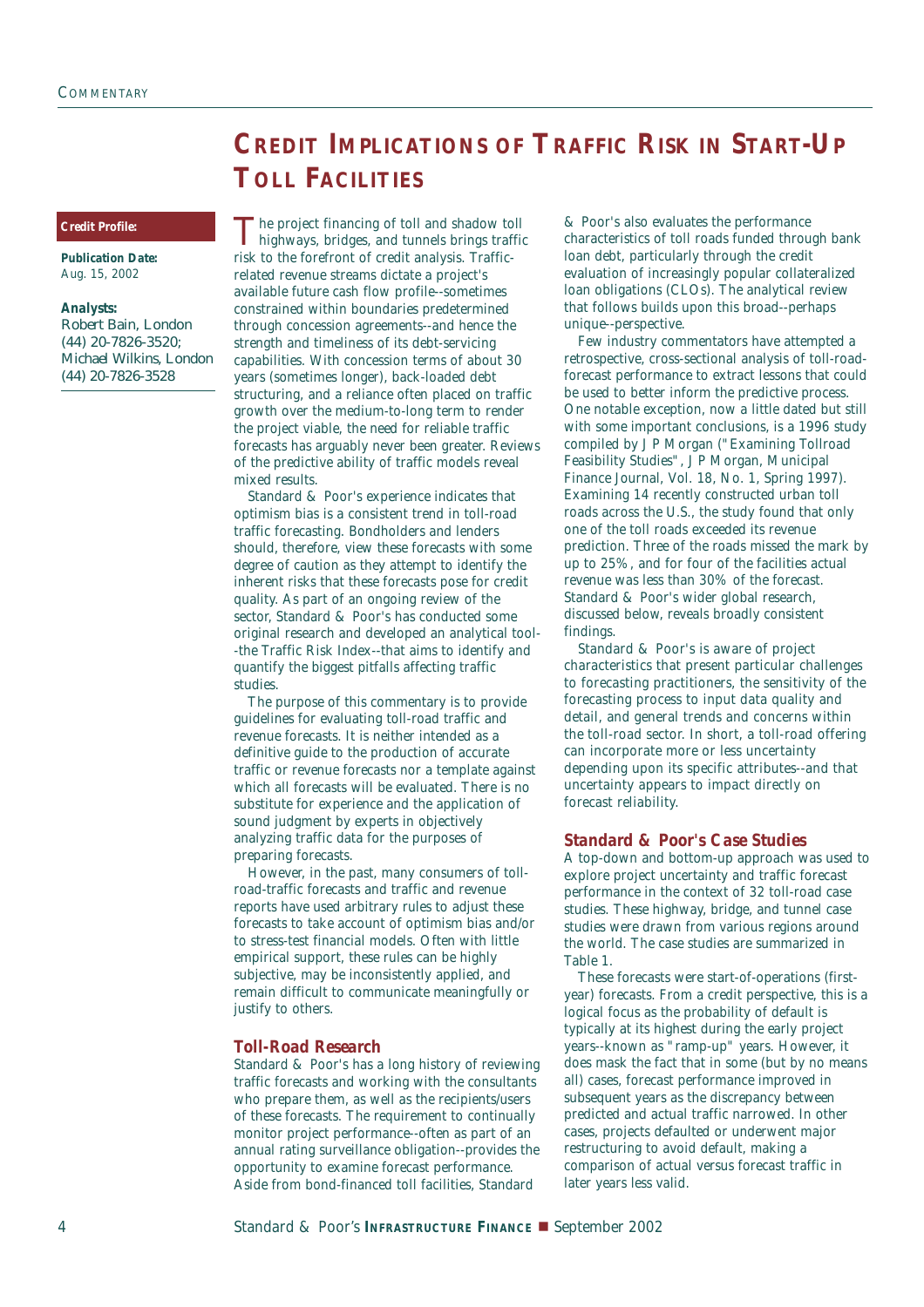# Credit Implications of Traffic Risk in Start-Up Toll Facilities

**Credit Profile:**

**Publication Date:**
Aug. 15, 2002

**Analysts:**
Robert Bain, London (44) 20-7826-3520; Michael Wilkins, London (44) 20-7826-3528

The project financing of toll and shadow toll highways, bridges, and tunnels brings traffic risk to the forefront of credit analysis. Traffic-related revenue streams dictate a project's available future cash flow profile--sometimes constrained within boundaries predetermined through concession agreements--and hence the strength and timeliness of its debt-servicing capabilities. With concession terms of about 30 years (sometimes longer), back-loaded debt structuring, and a reliance often placed on traffic growth over the medium-to-long term to render the project viable, the need for reliable traffic forecasts has arguably never been greater. Reviews of the predictive ability of traffic models reveal mixed results.

Standard & Poor's experience indicates that optimism bias is a consistent trend in toll-road traffic forecasting. Bondholders and lenders should, therefore, view these forecasts with some degree of caution as they attempt to identify the inherent risks that these forecasts pose for credit quality. As part of an ongoing review of the sector, Standard & Poor's has conducted some original research and developed an analytical tool--the Traffic Risk Index--that aims to identify and quantify the biggest pitfalls affecting traffic studies.

The purpose of this commentary is to provide guidelines for evaluating toll-road traffic and revenue forecasts. It is neither intended as a definitive guide to the production of accurate traffic or revenue forecasts nor a template against which all forecasts will be evaluated. There is no substitute for experience and the application of sound judgment by experts in objectively analyzing traffic data for the purposes of preparing forecasts.

However, in the past, many consumers of toll-road-traffic forecasts and traffic and revenue reports have used arbitrary rules to adjust these forecasts to take account of optimism bias and/or to stress-test financial models. Often with little empirical support, these rules can be highly subjective, may be inconsistently applied, and remain difficult to communicate meaningfully or justify to others.

## Toll-Road Research

Standard & Poor's has a long history of reviewing traffic forecasts and working with the consultants who prepare them, as well as the recipients/users of these forecasts. The requirement to continually monitor project performance--often as part of an annual rating surveillance obligation--provides the opportunity to examine forecast performance. Aside from bond-financed toll facilities, Standard & Poor's also evaluates the performance characteristics of toll roads funded through bank loan debt, particularly through the credit evaluation of increasingly popular collateralized loan obligations (CLOs). The analytical review that follows builds upon this broad--perhaps unique--perspective.

Few industry commentators have attempted a retrospective, cross-sectional analysis of toll-road-forecast performance to extract lessons that could be used to better inform the predictive process. One notable exception, now a little dated but still with some important conclusions, is a 1996 study compiled by J P Morgan ("Examining Tollroad Feasibility Studies", J P Morgan, Municipal Finance Journal, Vol. 18, No. 1, Spring 1997). Examining 14 recently constructed urban toll roads across the U.S., the study found that only one of the toll roads exceeded its revenue prediction. Three of the roads missed the mark by up to 25%, and for four of the facilities actual revenue was less than 30% of the forecast. Standard & Poor's wider global research, discussed below, reveals broadly consistent findings.

Standard & Poor's is aware of project characteristics that present particular challenges to forecasting practitioners, the sensitivity of the forecasting process to input data quality and detail, and general trends and concerns within the toll-road sector. In short, a toll-road offering can incorporate more or less uncertainty depending upon its specific attributes--and that uncertainty appears to impact directly on forecast reliability.

## Standard & Poor's Case Studies

A top-down and bottom-up approach was used to explore project uncertainty and traffic forecast performance in the context of 32 toll-road case studies. These highway, bridge, and tunnel case studies were drawn from various regions around the world. The case studies are summarized in Table 1.

These forecasts were start-of-operations (first-year) forecasts. From a credit perspective, this is a logical focus as the probability of default is typically at its highest during the early project years--known as "ramp-up" years. However, it does mask the fact that in some (but by no means all) cases, forecast performance improved in subsequent years as the discrepancy between predicted and actual traffic narrowed. In other cases, projects defaulted or underwent major restructuring to avoid default, making a comparison of actual versus forecast traffic in later years less valid.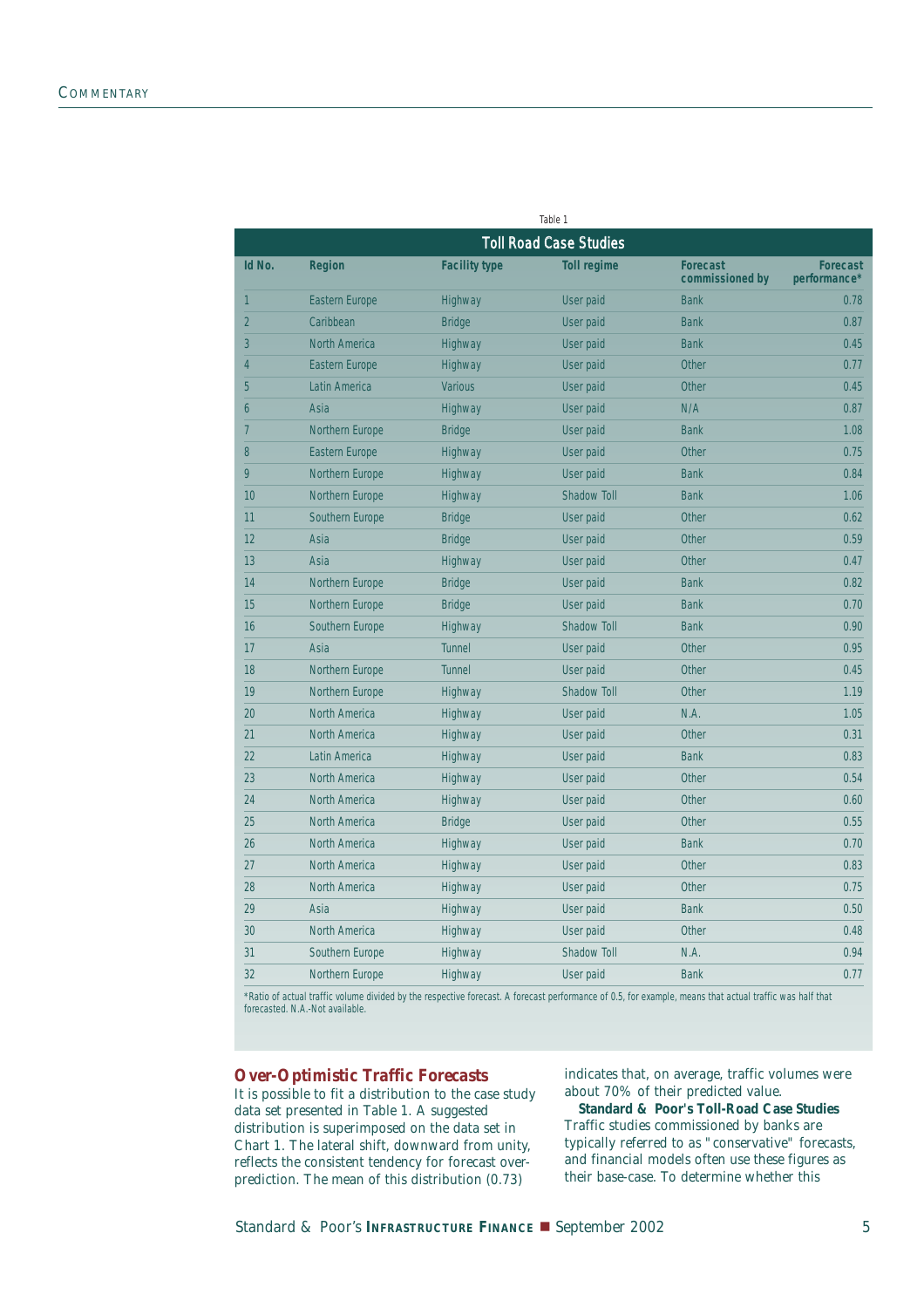Table 1

**Toll Road Case Studies**

| Id No. | Region | Facility type | Toll regime | Forecast commissioned by | Forecast performance* |
|---|---|---|---|---|---|
| 1 | Eastern Europe | Highway | User paid | Bank | 0.78 |
| 2 | Caribbean | Bridge | User paid | Bank | 0.87 |
| 3 | North America | Highway | User paid | Bank | 0.45 |
| 4 | Eastern Europe | Highway | User paid | Other | 0.77 |
| 5 | Latin America | Various | User paid | Other | 0.45 |
| 6 | Asia | Highway | User paid | N/A | 0.87 |
| 7 | Northern Europe | Bridge | User paid | Bank | 1.08 |
| 8 | Eastern Europe | Highway | User paid | Other | 0.75 |
| 9 | Northern Europe | Highway | User paid | Bank | 0.84 |
| 10 | Northern Europe | Highway | Shadow Toll | Bank | 1.06 |
| 11 | Southern Europe | Bridge | User paid | Other | 0.62 |
| 12 | Asia | Bridge | User paid | Other | 0.59 |
| 13 | Asia | Highway | User paid | Other | 0.47 |
| 14 | Northern Europe | Bridge | User paid | Bank | 0.82 |
| 15 | Northern Europe | Bridge | User paid | Bank | 0.70 |
| 16 | Southern Europe | Highway | Shadow Toll | Bank | 0.90 |
| 17 | Asia | Tunnel | User paid | Other | 0.95 |
| 18 | Northern Europe | Tunnel | User paid | Other | 0.45 |
| 19 | Northern Europe | Highway | Shadow Toll | Other | 1.19 |
| 20 | North America | Highway | User paid | N.A. | 1.05 |
| 21 | North America | Highway | User paid | Other | 0.31 |
| 22 | Latin America | Highway | User paid | Bank | 0.83 |
| 23 | North America | Highway | User paid | Other | 0.54 |
| 24 | North America | Highway | User paid | Other | 0.60 |
| 25 | North America | Bridge | User paid | Other | 0.55 |
| 26 | North America | Highway | User paid | Bank | 0.70 |
| 27 | North America | Highway | User paid | Other | 0.83 |
| 28 | North America | Highway | User paid | Other | 0.75 |
| 29 | Asia | Highway | User paid | Bank | 0.50 |
| 30 | North America | Highway | User paid | Other | 0.48 |
| 31 | Southern Europe | Highway | Shadow Toll | N.A. | 0.94 |
| 32 | Northern Europe | Highway | User paid | Bank | 0.77 |

*Ratio of actual traffic volume divided by the respective forecast. A forecast performance of 0.5, for example, means that actual traffic was half that forecasted. N.A.-Not available.

## Over-Optimistic Traffic Forecasts

It is possible to fit a distribution to the case study data set presented in Table 1. A suggested distribution is superimposed on the data set in Chart 1. The lateral shift, downward from unity, reflects the consistent tendency for forecast over-prediction. The mean of this distribution (0.73) indicates that, on average, traffic volumes were about 70% of their predicted value.

**Standard & Poor's Toll-Road Case Studies**
Traffic studies commissioned by banks are typically referred to as "conservative" forecasts, and financial models often use these figures as their base-case. To determine whether this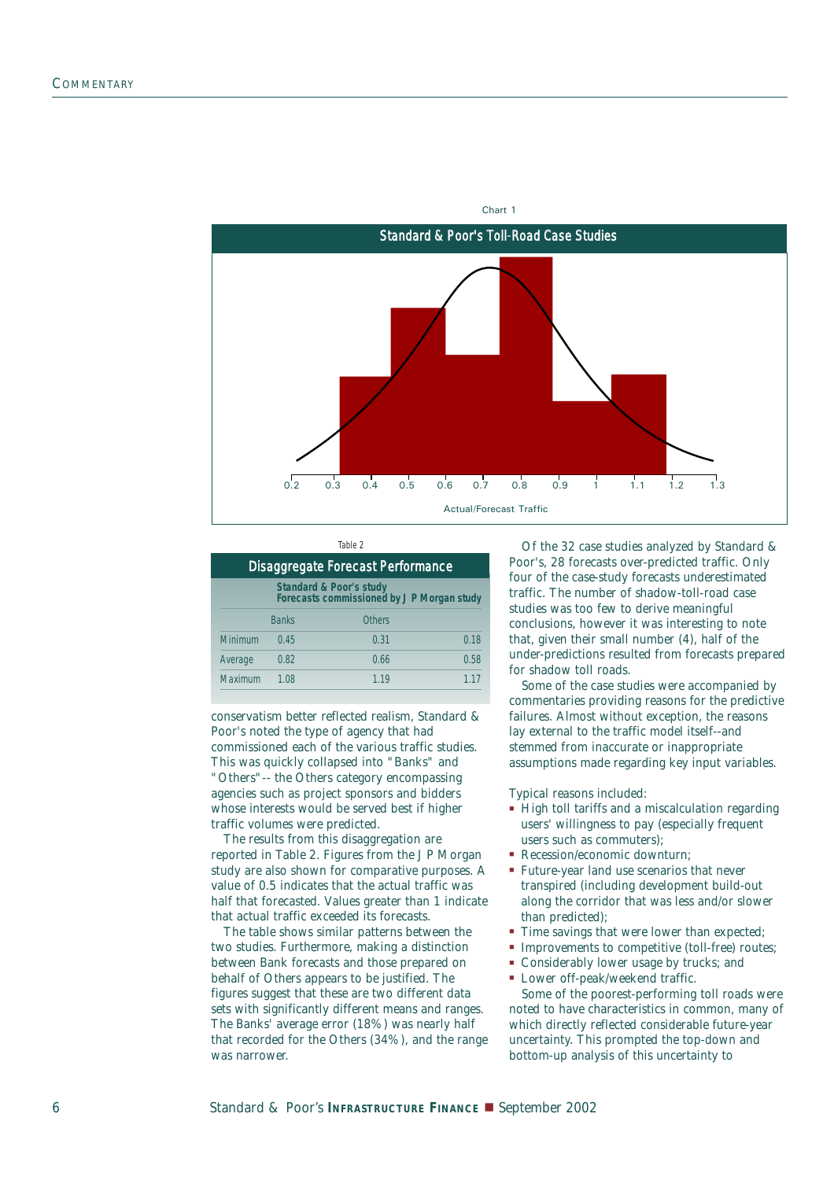Chart 1

**Standard & Poor's Toll-Road Case Studies**

Actual/Forecast Traffic

Table 2

**Disaggregate Forecast Performance**

| | Standard & Poor's study | | Forecasts commissioned by J P Morgan study |
|---|---|---|---|
| | Banks | Others | |
| Minimum | 0.45 | 0.31 | 0.18 |
| Average | 0.82 | 0.66 | 0.58 |
| Maximum | 1.08 | 1.19 | 1.17 |

conservatism better reflected realism, Standard & Poor's noted the type of agency that had commissioned each of the various traffic studies. This was quickly collapsed into "Banks" and "Others"-- the Others category encompassing agencies such as project sponsors and bidders whose interests would be served best if higher traffic volumes were predicted.

The results from this disaggregation are reported in Table 2. Figures from the J P Morgan study are also shown for comparative purposes. A value of 0.5 indicates that the actual traffic was half that forecasted. Values greater than 1 indicate that actual traffic exceeded its forecasts.

The table shows similar patterns between the two studies. Furthermore, making a distinction between Bank forecasts and those prepared on behalf of Others appears to be justified. The figures suggest that these are two different data sets with significantly different means and ranges. The Banks' average error (18%) was nearly half that recorded for the Others (34%), and the range was narrower.

Of the 32 case studies analyzed by Standard & Poor's, 28 forecasts over-predicted traffic. Only four of the case-study forecasts underestimated traffic. The number of shadow-toll-road case studies was too few to derive meaningful conclusions, however it was interesting to note that, given their small number (4), half of the under-predictions resulted from forecasts prepared for shadow toll roads.

Some of the case studies were accompanied by commentaries providing reasons for the predictive failures. Almost without exception, the reasons lay external to the traffic model itself--and stemmed from inaccurate or inappropriate assumptions made regarding key input variables.

Typical reasons included:

- High toll tariffs and a miscalculation regarding users' willingness to pay (especially frequent users such as commuters);
- Recession/economic downturn;
- Future-year land use scenarios that never transpired (including development build-out along the corridor that was less and/or slower than predicted);
- Time savings that were lower than expected;
- Improvements to competitive (toll-free) routes;
- Considerably lower usage by trucks; and
- Lower off-peak/weekend traffic.

Some of the poorest-performing toll roads were noted to have characteristics in common, many of which directly reflected considerable future-year uncertainty. This prompted the top-down and bottom-up analysis of this uncertainty to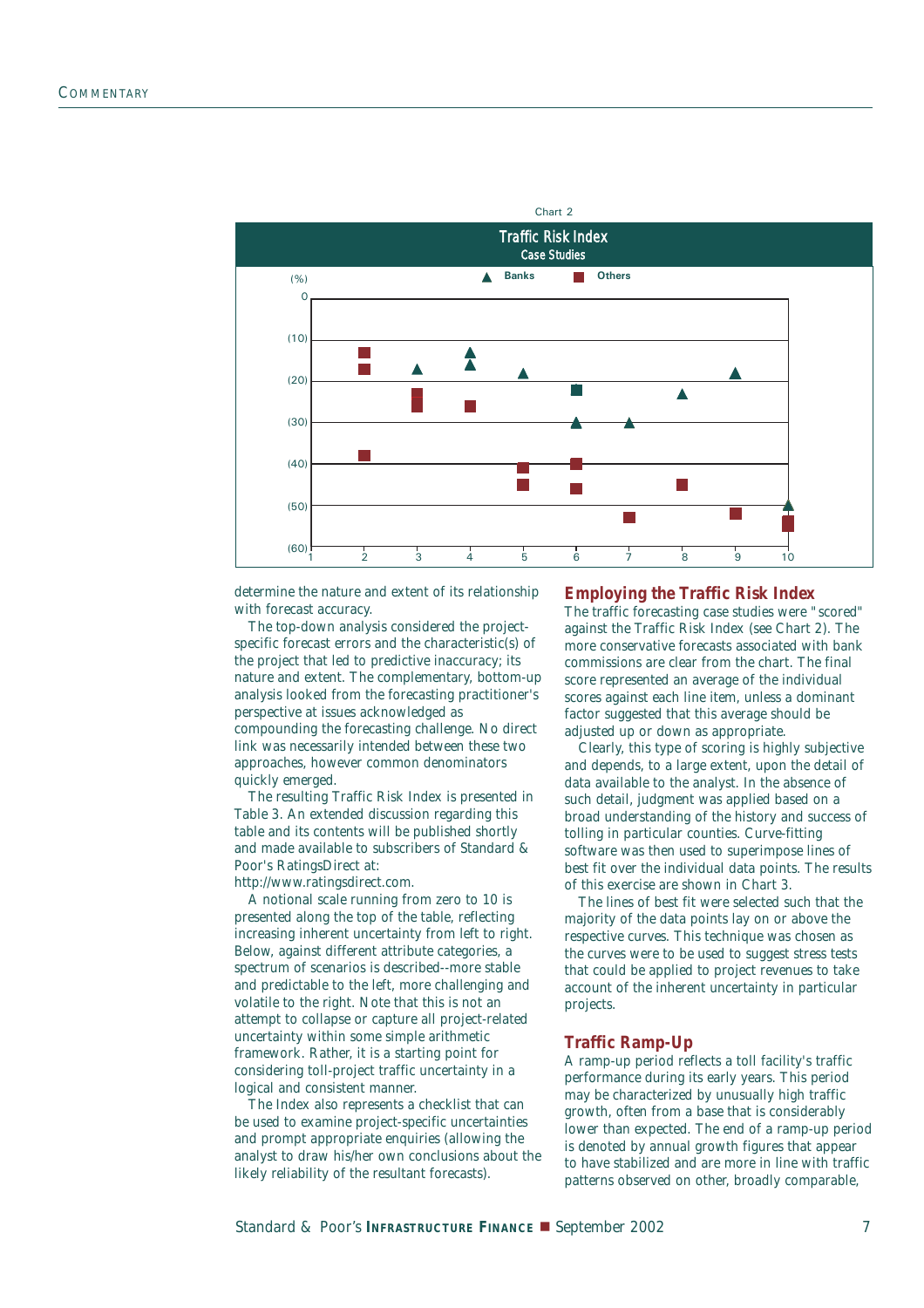Chart 2

**Traffic Risk Index**
**Case Studies**

determine the nature and extent of its relationship with forecast accuracy.

The top-down analysis considered the project-specific forecast errors and the characteristic(s) of the project that led to predictive inaccuracy; its nature and extent. The complementary, bottom-up analysis looked from the forecasting practitioner's perspective at issues acknowledged as compounding the forecasting challenge. No direct link was necessarily intended between these two approaches, however common denominators quickly emerged.

The resulting Traffic Risk Index is presented in Table 3. An extended discussion regarding this table and its contents will be published shortly and made available to subscribers of Standard & Poor's RatingsDirect at: http://www.ratingsdirect.com.

A notional scale running from zero to 10 is presented along the top of the table, reflecting increasing inherent uncertainty from left to right. Below, against different attribute categories, a spectrum of scenarios is described--more stable and predictable to the left, more challenging and volatile to the right. Note that this is not an attempt to collapse or capture all project-related uncertainty within some simple arithmetic framework. Rather, it is a starting point for considering toll-project traffic uncertainty in a logical and consistent manner.

The Index also represents a checklist that can be used to examine project-specific uncertainties and prompt appropriate enquiries (allowing the analyst to draw his/her own conclusions about the likely reliability of the resultant forecasts).

## Employing the Traffic Risk Index

The traffic forecasting case studies were "scored" against the Traffic Risk Index (see Chart 2). The more conservative forecasts associated with bank commissions are clear from the chart. The final score represented an average of the individual scores against each line item, unless a dominant factor suggested that this average should be adjusted up or down as appropriate.

Clearly, this type of scoring is highly subjective and depends, to a large extent, upon the detail of data available to the analyst. In the absence of such detail, judgment was applied based on a broad understanding of the history and success of tolling in particular counties. Curve-fitting software was then used to superimpose lines of best fit over the individual data points. The results of this exercise are shown in Chart 3.

The lines of best fit were selected such that the majority of the data points lay on or above the respective curves. This technique was chosen as the curves were to be used to suggest stress tests that could be applied to project revenues to take account of the inherent uncertainty in particular projects.

## Traffic Ramp-Up

A ramp-up period reflects a toll facility's traffic performance during its early years. This period may be characterized by unusually high traffic growth, often from a base that is considerably lower than expected. The end of a ramp-up period is denoted by annual growth figures that appear to have stabilized and are more in line with traffic patterns observed on other, broadly comparable,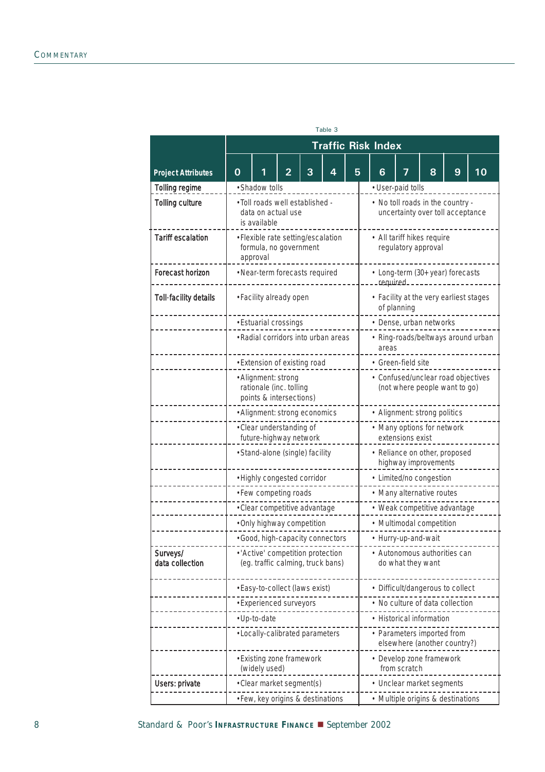Table 3

| Project Attributes | Traffic Risk Index 0–5 | Traffic Risk Index 6–10 |
|---|---|---|
| Tolling regime | • Shadow tolls | • User-paid tolls |
| Tolling culture | • Toll roads well established - data on actual use is available | • No toll roads in the country - uncertainty over toll acceptance |
| Tariff escalation | • Flexible rate setting/escalation formula, no government approval | • All tariff hikes require regulatory approval |
| Forecast horizon | • Near-term forecasts required | • Long-term (30+ year) forecasts required |
| Toll-facility details | • Facility already open | • Facility at the very earliest stages of planning |
| | • Estuarial crossings | • Dense, urban networks |
| | • Radial corridors into urban areas | • Ring-roads/beltways around urban areas |
| | • Extension of existing road | • Green-field site |
| | • Alignment: strong rationale (inc. tolling points & intersections) | • Confused/unclear road objectives (not where people want to go) |
| | • Alignment: strong economics | • Alignment: strong politics |
| | • Clear understanding of future-highway network | • Many options for network extensions exist |
| | • Stand-alone (single) facility | • Reliance on other, proposed highway improvements |
| | • Highly congested corridor | • Limited/no congestion |
| | • Few competing roads | • Many alternative routes |
| | • Clear competitive advantage | • Weak competitive advantage |
| | • Only highway competition | • Multimodal competition |
| | • Good, high-capacity connectors | • Hurry-up-and-wait |
| | • 'Active' competition protection (eg. traffic calming, truck bans) | • Autonomous authorities can do what they want |
| Surveys/ data collection | • Easy-to-collect (laws exist) | • Difficult/dangerous to collect |
| | • Experienced surveyors | • No culture of data collection |
| | • Up-to-date | • Historical information |
| | • Locally-calibrated parameters | • Parameters imported from elsewhere (another country?) |
| | • Existing zone framework (widely used) | • Develop zone framework from scratch |
| Users: private | • Clear market segment(s) | • Unclear market segments |
| | • Few, key origins & destinations | • Multiple origins & destinations |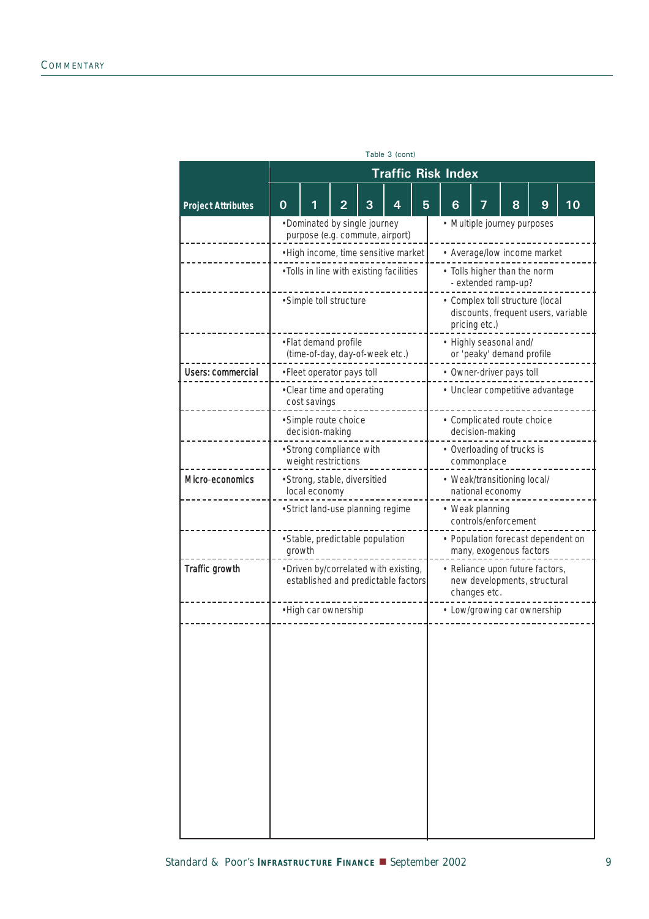Table 3 (cont)

| Project Attributes | Traffic Risk Index 0–5 | Traffic Risk Index 6–10 |
|---|---|---|
| | •Dominated by single journey purpose (e.g. commute, airport) | • Multiple journey purposes |
| | •High income, time sensitive market | • Average/low income market |
| | •Tolls in line with existing facilities | • Tolls higher than the norm - extended ramp-up? |
| | •Simple toll structure | • Complex toll structure (local discounts, frequent users, variable pricing etc.) |
| | •Flat demand profile (time-of-day, day-of-week etc.) | • Highly seasonal and/ or 'peaky' demand profile |
| **Users: commercial** | •Fleet operator pays toll | • Owner-driver pays toll |
| | •Clear time and operating cost savings | • Unclear competitive advantage |
| | •Simple route choice decision-making | • Complicated route choice decision-making |
| | •Strong compliance with weight restrictions | • Overloading of trucks is commonplace |
| **Micro-economics** | •Strong, stable, diversitied local economy | • Weak/transitioning local/ national economy |
| | •Strict land-use planning regime | • Weak planning controls/enforcement |
| | •Stable, predictable population growth | • Population forecast dependent on many, exogenous factors |
| **Traffic growth** | •Driven by/correlated with existing, established and predictable factors | • Reliance upon future factors, new developments, structural changes etc. |
| | •High car ownership | • Low/growing car ownership |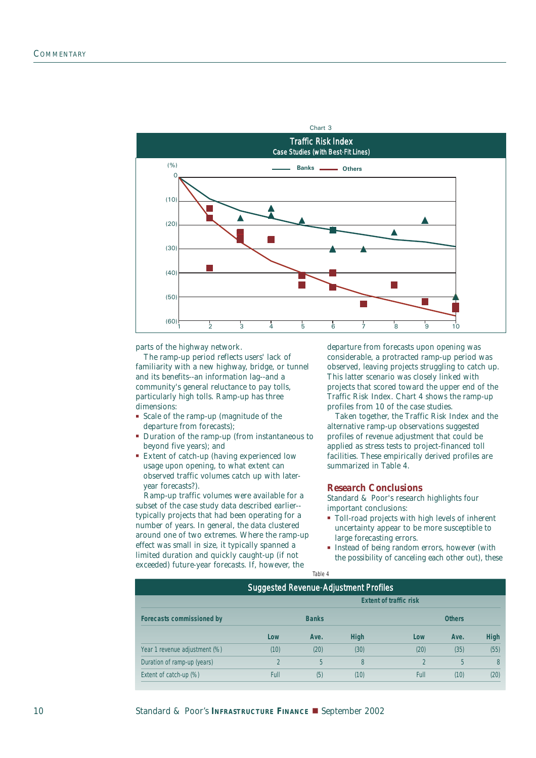Chart 3

**Traffic Risk Index**
**Case Studies (with Best-Fit Lines)**

parts of the highway network.

The ramp-up period reflects users' lack of familiarity with a new highway, bridge, or tunnel and its benefits--an information lag--and a community's general reluctance to pay tolls, particularly high tolls. Ramp-up has three dimensions:

- Scale of the ramp-up (magnitude of the departure from forecasts);
- Duration of the ramp-up (from instantaneous to beyond five years); and
- Extent of catch-up (having experienced low usage upon opening, to what extent can observed traffic volumes catch up with later-year forecasts?).

Ramp-up traffic volumes were available for a subset of the case study data described earlier--typically projects that had been operating for a number of years. In general, the data clustered around one of two extremes. Where the ramp-up effect was small in size, it typically spanned a limited duration and quickly caught-up (if not exceeded) future-year forecasts. If, however, the departure from forecasts upon opening was considerable, a protracted ramp-up period was observed, leaving projects struggling to catch up. This latter scenario was closely linked with projects that scored toward the upper end of the Traffic Risk Index. Chart 4 shows the ramp-up profiles from 10 of the case studies.

Taken together, the Traffic Risk Index and the alternative ramp-up observations suggested profiles of revenue adjustment that could be applied as stress tests to project-financed toll facilities. These empirically derived profiles are summarized in Table 4.

## Research Conclusions

Standard & Poor's research highlights four important conclusions:

- Toll-road projects with high levels of inherent uncertainty appear to be more susceptible to large forecasting errors.
- Instead of being random errors, however (with the possibility of canceling each other out), these

Table 4

**Suggested Revenue-Adjustment Profiles**

| | Extent of traffic risk | | | | | |
|---|---|---|---|---|---|---|
| Forecasts commissioned by | Banks | | | Others | | |
| | Low | Ave. | High | Low | Ave. | High |
| Year 1 revenue adjustment (%) | (10) | (20) | (30) | (20) | (35) | (55) |
| Duration of ramp-up (years) | 2 | 5 | 8 | 2 | 5 | 8 |
| Extent of catch-up (%) | Full | (5) | (10) | Full | (10) | (20) |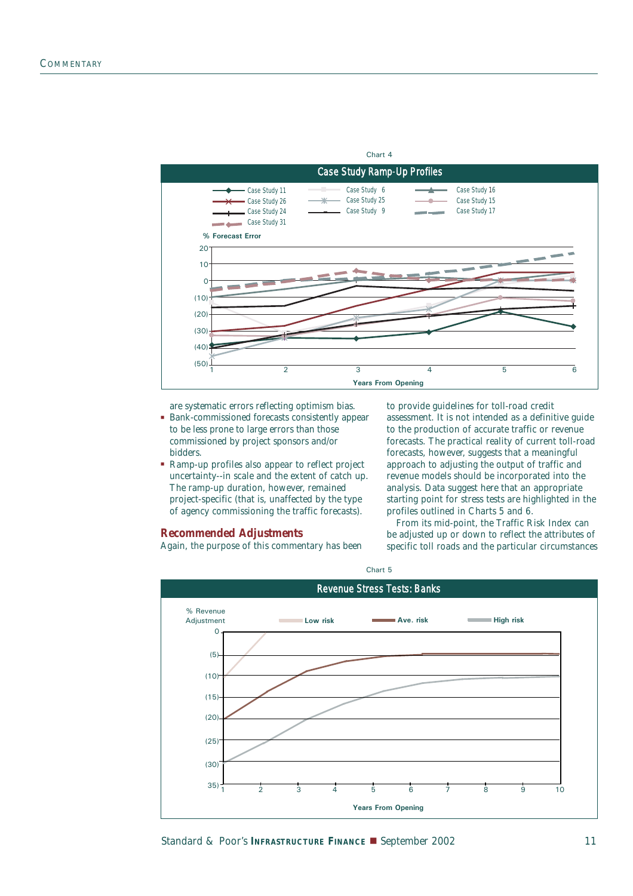Chart 4

**Case Study Ramp-Up Profiles**

are systematic errors reflecting optimism bias.

- Bank-commissioned forecasts consistently appear to be less prone to large errors than those commissioned by project sponsors and/or bidders.
- Ramp-up profiles also appear to reflect project uncertainty--in scale and the extent of catch up. The ramp-up duration, however, remained project-specific (that is, unaffected by the type of agency commissioning the traffic forecasts).

## Recommended Adjustments

Again, the purpose of this commentary has been to provide guidelines for toll-road credit assessment. It is not intended as a definitive guide to the production of accurate traffic or revenue forecasts. The practical reality of current toll-road forecasts, however, suggests that a meaningful approach to adjusting the output of traffic and revenue models should be incorporated into the analysis. Data suggest here that an appropriate starting point for stress tests are highlighted in the profiles outlined in Charts 5 and 6.

From its mid-point, the Traffic Risk Index can be adjusted up or down to reflect the attributes of specific toll roads and the particular circumstances

Chart 5

**Revenue Stress Tests: Banks**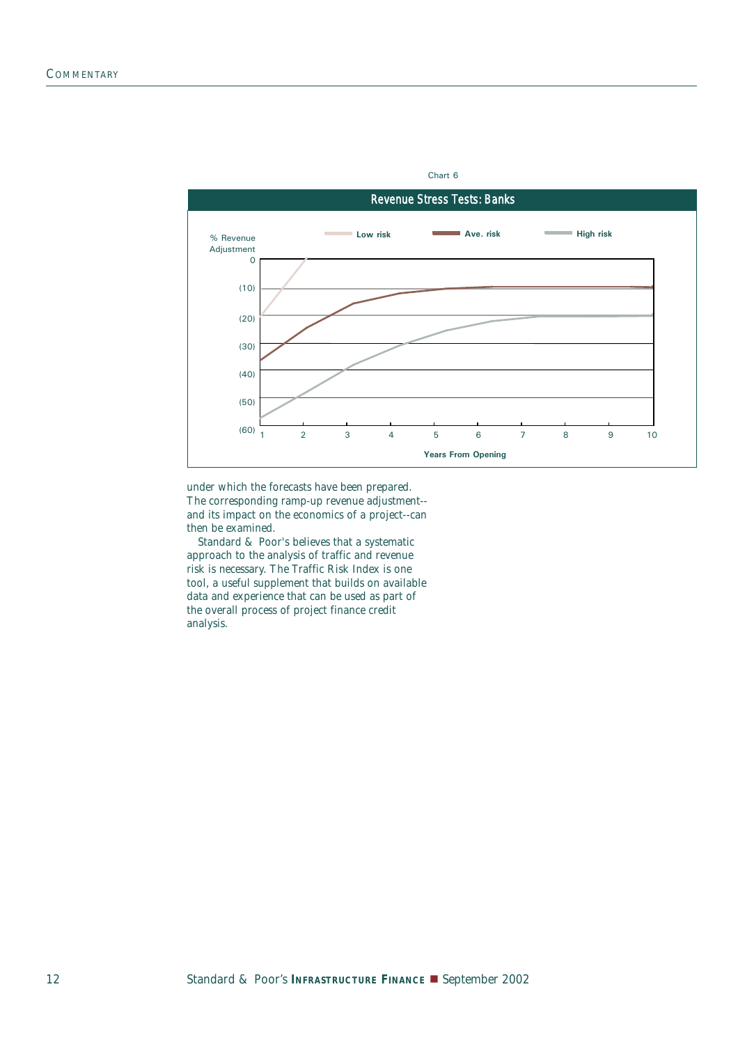Chart 6

**Revenue Stress Tests: Banks**

% Revenue Adjustment

Low risk — Ave. risk — High risk

Years From Opening

under which the forecasts have been prepared. The corresponding ramp-up revenue adjustment--and its impact on the economics of a project--can then be examined.

Standard & Poor's believes that a systematic approach to the analysis of traffic and revenue risk is necessary. The Traffic Risk Index is one tool, a useful supplement that builds on available data and experience that can be used as part of the overall process of project finance credit analysis.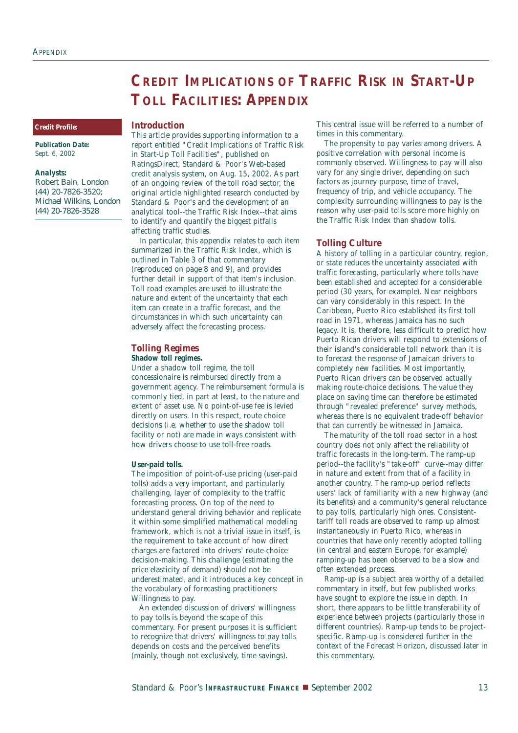# Credit Implications of Traffic Risk in Start-Up Toll Facilities: Appendix

**Credit Profile:**

**Publication Date:**
Sept. 6, 2002

**Analysts:**
Robert Bain, London
(44) 20-7826-3520;
Michael Wilkins, London
(44) 20-7826-3528

## Introduction

This article provides supporting information to a report entitled "Credit Implications of Traffic Risk in Start-Up Toll Facilities", published on RatingsDirect, Standard & Poor's Web-based credit analysis system, on Aug. 15, 2002. As part of an ongoing review of the toll road sector, the original article highlighted research conducted by Standard & Poor's and the development of an analytical tool--the Traffic Risk Index--that aims to identify and quantify the biggest pitfalls affecting traffic studies.

In particular, this appendix relates to each item summarized in the Traffic Risk Index, which is outlined in Table 3 of that commentary (reproduced on page 8 and 9), and provides further detail in support of that item's inclusion. Toll road examples are used to illustrate the nature and extent of the uncertainty that each item can create in a traffic forecast, and the circumstances in which such uncertainty can adversely affect the forecasting process.

## Tolling Regimes

**Shadow toll regimes.**

Under a shadow toll regime, the toll concessionaire is reimbursed directly from a government agency. The reimbursement formula is commonly tied, in part at least, to the nature and extent of asset use. No point-of-use fee is levied directly on users. In this respect, route choice decisions (i.e. whether to use the shadow toll facility or not) are made in ways consistent with how drivers choose to use toll-free roads.

**User-paid tolls.**

The imposition of point-of-use pricing (user-paid tolls) adds a very important, and particularly challenging, layer of complexity to the traffic forecasting process. On top of the need to understand general driving behavior and replicate it within some simplified mathematical modeling framework, which is not a trivial issue in itself, is the requirement to take account of how direct charges are factored into drivers' route-choice decision-making. This challenge (estimating the price elasticity of demand) should not be underestimated, and it introduces a key concept in the vocabulary of forecasting practitioners: Willingness to pay.

An extended discussion of drivers' willingness to pay tolls is beyond the scope of this commentary. For present purposes it is sufficient to recognize that drivers' willingness to pay tolls depends on costs and the perceived benefits (mainly, though not exclusively, time savings). This central issue will be referred to a number of times in this commentary.

The propensity to pay varies among drivers. A positive correlation with personal income is commonly observed. Willingness to pay will also vary for any single driver, depending on such factors as journey purpose, time of travel, frequency of trip, and vehicle occupancy. The complexity surrounding willingness to pay is the reason why user-paid tolls score more highly on the Traffic Risk Index than shadow tolls.

## Tolling Culture

A history of tolling in a particular country, region, or state reduces the uncertainty associated with traffic forecasting, particularly where tolls have been established and accepted for a considerable period (30 years, for example). Near neighbors can vary considerably in this respect. In the Caribbean, Puerto Rico established its first toll road in 1971, whereas Jamaica has no such legacy. It is, therefore, less difficult to predict how Puerto Rican drivers will respond to extensions of their island's considerable toll network than it is to forecast the response of Jamaican drivers to completely new facilities. Most importantly, Puerto Rican drivers can be observed actually making route-choice decisions. The value they place on saving time can therefore be estimated through "revealed preference" survey methods, whereas there is no equivalent trade-off behavior that can currently be witnessed in Jamaica.

The maturity of the toll road sector in a host country does not only affect the reliability of traffic forecasts in the long-term. The ramp-up period--the facility's "take-off" curve--may differ in nature and extent from that of a facility in another country. The ramp-up period reflects users' lack of familiarity with a new highway (and its benefits) and a community's general reluctance to pay tolls, particularly high ones. Consistent-tariff toll roads are observed to ramp up almost instantaneously in Puerto Rico, whereas in countries that have only recently adopted tolling (in central and eastern Europe, for example) ramping-up has been observed to be a slow and often extended process.

Ramp-up is a subject area worthy of a detailed commentary in itself, but few published works have sought to explore the issue in depth. In short, there appears to be little transferability of experience between projects (particularly those in different countries). Ramp-up tends to be project-specific. Ramp-up is considered further in the context of the Forecast Horizon, discussed later in this commentary.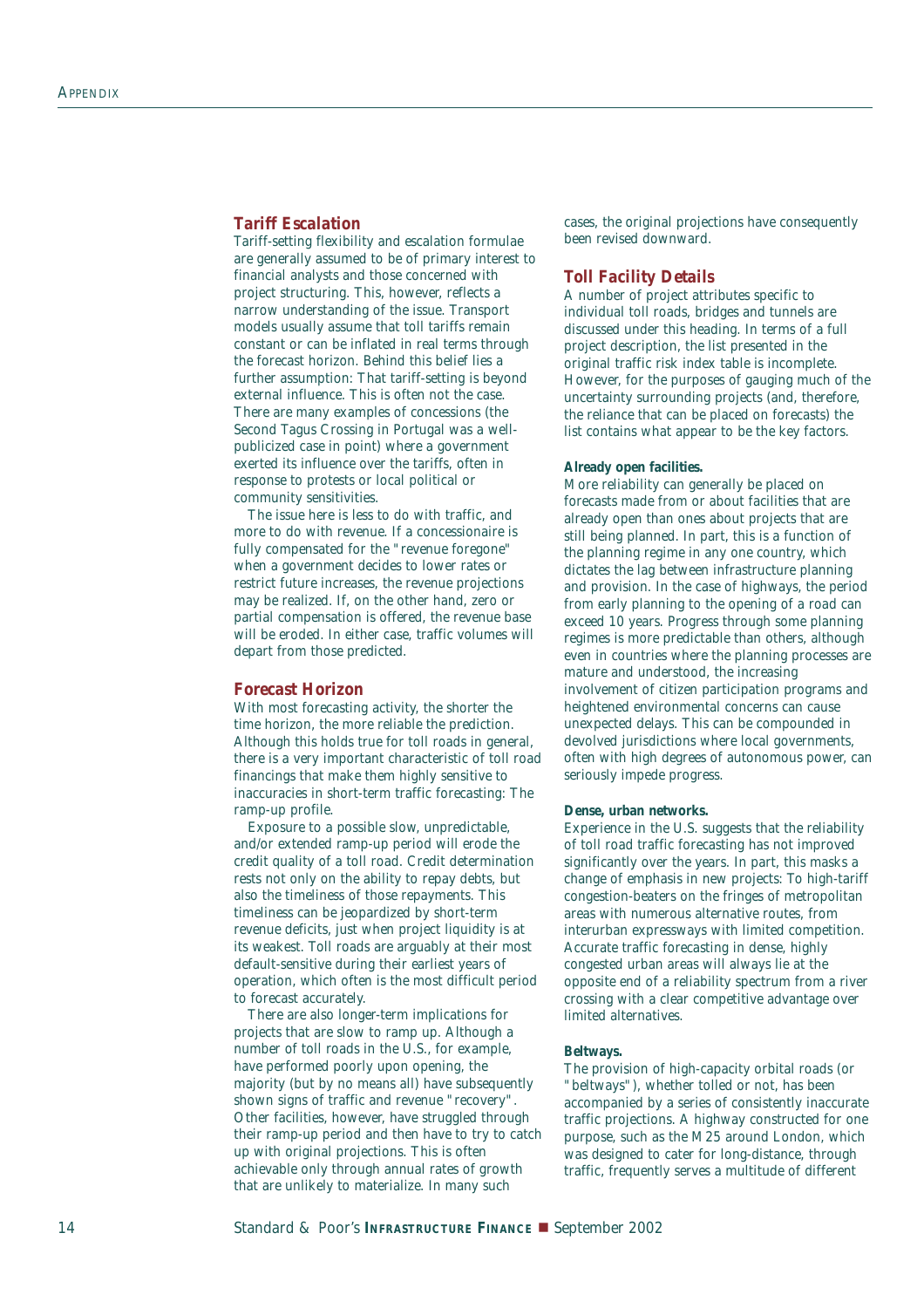## Tariff Escalation

Tariff-setting flexibility and escalation formulae are generally assumed to be of primary interest to financial analysts and those concerned with project structuring. This, however, reflects a narrow understanding of the issue. Transport models usually assume that toll tariffs remain constant or can be inflated in real terms through the forecast horizon. Behind this belief lies a further assumption: That tariff-setting is beyond external influence. This is often not the case. There are many examples of concessions (the Second Tagus Crossing in Portugal was a well-publicized case in point) where a government exerted its influence over the tariffs, often in response to protests or local political or community sensitivities.

The issue here is less to do with traffic, and more to do with revenue. If a concessionaire is fully compensated for the "revenue foregone" when a government decides to lower rates or restrict future increases, the revenue projections may be realized. If, on the other hand, zero or partial compensation is offered, the revenue base will be eroded. In either case, traffic volumes will depart from those predicted.

## Forecast Horizon

With most forecasting activity, the shorter the time horizon, the more reliable the prediction. Although this holds true for toll roads in general, there is a very important characteristic of toll road financings that make them highly sensitive to inaccuracies in short-term traffic forecasting: The ramp-up profile.

Exposure to a possible slow, unpredictable, and/or extended ramp-up period will erode the credit quality of a toll road. Credit determination rests not only on the ability to repay debts, but also the timeliness of those repayments. This timeliness can be jeopardized by short-term revenue deficits, just when project liquidity is at its weakest. Toll roads are arguably at their most default-sensitive during their earliest years of operation, which often is the most difficult period to forecast accurately.

There are also longer-term implications for projects that are slow to ramp up. Although a number of toll roads in the U.S., for example, have performed poorly upon opening, the majority (but by no means all) have subsequently shown signs of traffic and revenue "recovery". Other facilities, however, have struggled through their ramp-up period and then have to try to catch up with original projections. This is often achievable only through annual rates of growth that are unlikely to materialize. In many such cases, the original projections have consequently been revised downward.

## Toll Facility Details

A number of project attributes specific to individual toll roads, bridges and tunnels are discussed under this heading. In terms of a full project description, the list presented in the original traffic risk index table is incomplete. However, for the purposes of gauging much of the uncertainty surrounding projects (and, therefore, the reliance that can be placed on forecasts) the list contains what appear to be the key factors.

#### Already open facilities.

More reliability can generally be placed on forecasts made from or about facilities that are already open than ones about projects that are still being planned. In part, this is a function of the planning regime in any one country, which dictates the lag between infrastructure planning and provision. In the case of highways, the period from early planning to the opening of a road can exceed 10 years. Progress through some planning regimes is more predictable than others, although even in countries where the planning processes are mature and understood, the increasing involvement of citizen participation programs and heightened environmental concerns can cause unexpected delays. This can be compounded in devolved jurisdictions where local governments, often with high degrees of autonomous power, can seriously impede progress.

#### Dense, urban networks.

Experience in the U.S. suggests that the reliability of toll road traffic forecasting has not improved significantly over the years. In part, this masks a change of emphasis in new projects: To high-tariff congestion-beaters on the fringes of metropolitan areas with numerous alternative routes, from interurban expressways with limited competition. Accurate traffic forecasting in dense, highly congested urban areas will always lie at the opposite end of a reliability spectrum from a river crossing with a clear competitive advantage over limited alternatives.

#### Beltways.

The provision of high-capacity orbital roads (or "beltways"), whether tolled or not, has been accompanied by a series of consistently inaccurate traffic projections. A highway constructed for one purpose, such as the M25 around London, which was designed to cater for long-distance, through traffic, frequently serves a multitude of different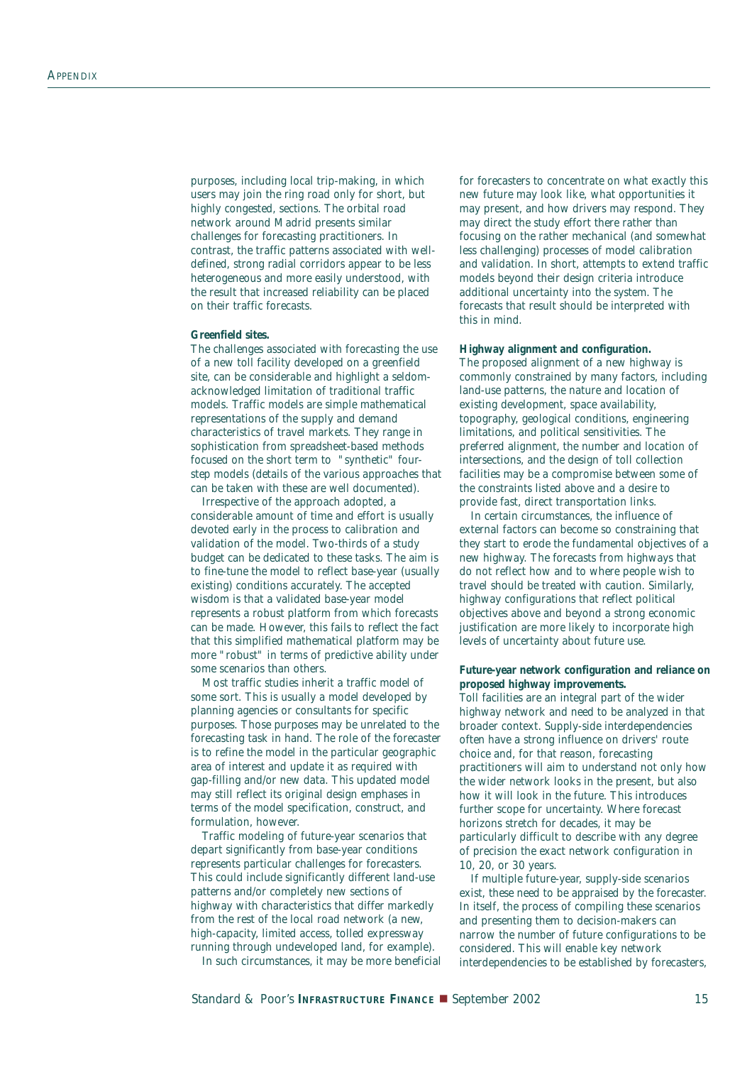purposes, including local trip-making, in which users may join the ring road only for short, but highly congested, sections. The orbital road network around Madrid presents similar challenges for forecasting practitioners. In contrast, the traffic patterns associated with well-defined, strong radial corridors appear to be less heterogeneous and more easily understood, with the result that increased reliability can be placed on their traffic forecasts.

**Greenfield sites.**

The challenges associated with forecasting the use of a new toll facility developed on a greenfield site, can be considerable and highlight a seldom-acknowledged limitation of traditional traffic models. Traffic models are simple mathematical representations of the supply and demand characteristics of travel markets. They range in sophistication from spreadsheet-based methods focused on the short term to "synthetic" four-step models (details of the various approaches that can be taken with these are well documented).

Irrespective of the approach adopted, a considerable amount of time and effort is usually devoted early in the process to calibration and validation of the model. Two-thirds of a study budget can be dedicated to these tasks. The aim is to fine-tune the model to reflect base-year (usually existing) conditions accurately. The accepted wisdom is that a validated base-year model represents a robust platform from which forecasts can be made. However, this fails to reflect the fact that this simplified mathematical platform may be more "robust" in terms of predictive ability under some scenarios than others.

Most traffic studies inherit a traffic model of some sort. This is usually a model developed by planning agencies or consultants for specific purposes. Those purposes may be unrelated to the forecasting task in hand. The role of the forecaster is to refine the model in the particular geographic area of interest and update it as required with gap-filling and/or new data. This updated model may still reflect its original design emphases in terms of the model specification, construct, and formulation, however.

Traffic modeling of future-year scenarios that depart significantly from base-year conditions represents particular challenges for forecasters. This could include significantly different land-use patterns and/or completely new sections of highway with characteristics that differ markedly from the rest of the local road network (a new, high-capacity, limited access, tolled expressway running through undeveloped land, for example).

In such circumstances, it may be more beneficial for forecasters to concentrate on what exactly this new future may look like, what opportunities it may present, and how drivers may respond. They may direct the study effort there rather than focusing on the rather mechanical (and somewhat less challenging) processes of model calibration and validation. In short, attempts to extend traffic models beyond their design criteria introduce additional uncertainty into the system. The forecasts that result should be interpreted with this in mind.

**Highway alignment and configuration.**

The proposed alignment of a new highway is commonly constrained by many factors, including land-use patterns, the nature and location of existing development, space availability, topography, geological conditions, engineering limitations, and political sensitivities. The preferred alignment, the number and location of intersections, and the design of toll collection facilities may be a compromise between some of the constraints listed above and a desire to provide fast, direct transportation links.

In certain circumstances, the influence of external factors can become so constraining that they start to erode the fundamental objectives of a new highway. The forecasts from highways that do not reflect how and to where people wish to travel should be treated with caution. Similarly, highway configurations that reflect political objectives above and beyond a strong economic justification are more likely to incorporate high levels of uncertainty about future use.

**Future-year network configuration and reliance on proposed highway improvements.**

Toll facilities are an integral part of the wider highway network and need to be analyzed in that broader context. Supply-side interdependencies often have a strong influence on drivers' route choice and, for that reason, forecasting practitioners will aim to understand not only how the wider network looks in the present, but also how it will look in the future. This introduces further scope for uncertainty. Where forecast horizons stretch for decades, it may be particularly difficult to describe with any degree of precision the exact network configuration in 10, 20, or 30 years.

If multiple future-year, supply-side scenarios exist, these need to be appraised by the forecaster. In itself, the process of compiling these scenarios and presenting them to decision-makers can narrow the number of future configurations to be considered. This will enable key network interdependencies to be established by forecasters,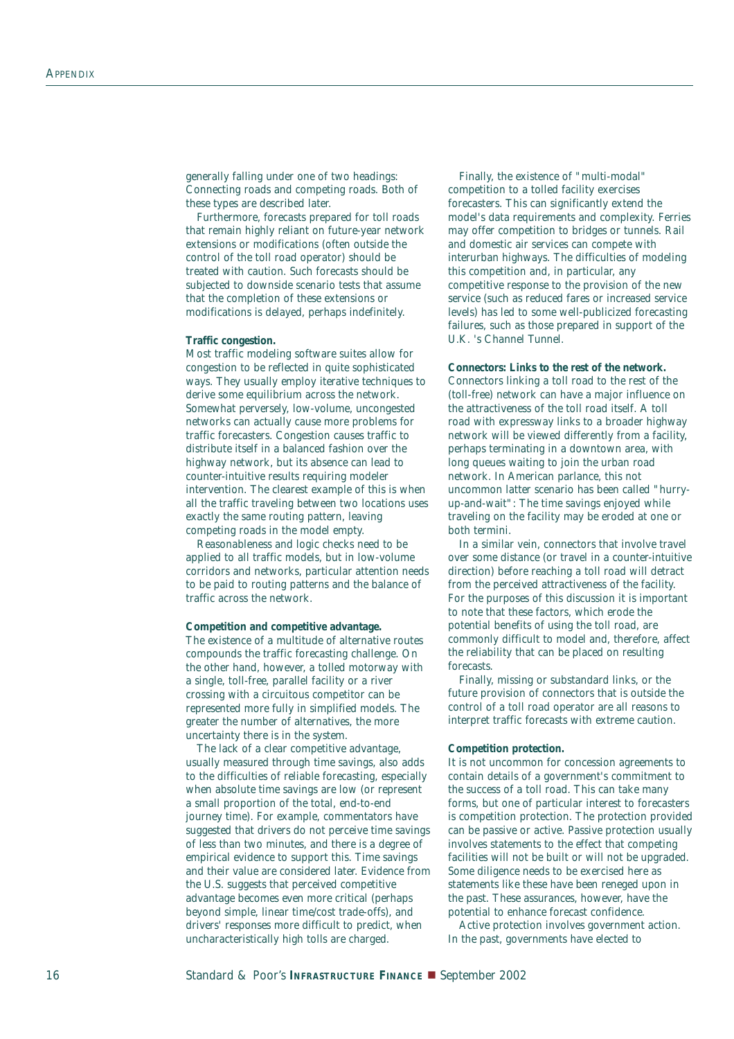generally falling under one of two headings: Connecting roads and competing roads. Both of these types are described later.

Furthermore, forecasts prepared for toll roads that remain highly reliant on future-year network extensions or modifications (often outside the control of the toll road operator) should be treated with caution. Such forecasts should be subjected to downside scenario tests that assume that the completion of these extensions or modifications is delayed, perhaps indefinitely.

**Traffic congestion.**
Most traffic modeling software suites allow for congestion to be reflected in quite sophisticated ways. They usually employ iterative techniques to derive some equilibrium across the network. Somewhat perversely, low-volume, uncongested networks can actually cause more problems for traffic forecasters. Congestion causes traffic to distribute itself in a balanced fashion over the highway network, but its absence can lead to counter-intuitive results requiring modeler intervention. The clearest example of this is when all the traffic traveling between two locations uses exactly the same routing pattern, leaving competing roads in the model empty.

Reasonableness and logic checks need to be applied to all traffic models, but in low-volume corridors and networks, particular attention needs to be paid to routing patterns and the balance of traffic across the network.

**Competition and competitive advantage.**
The existence of a multitude of alternative routes compounds the traffic forecasting challenge. On the other hand, however, a tolled motorway with a single, toll-free, parallel facility or a river crossing with a circuitous competitor can be represented more fully in simplified models. The greater the number of alternatives, the more uncertainty there is in the system.

The lack of a clear competitive advantage, usually measured through time savings, also adds to the difficulties of reliable forecasting, especially when absolute time savings are low (or represent a small proportion of the total, end-to-end journey time). For example, commentators have suggested that drivers do not perceive time savings of less than two minutes, and there is a degree of empirical evidence to support this. Time savings and their value are considered later. Evidence from the U.S. suggests that perceived competitive advantage becomes even more critical (perhaps beyond simple, linear time/cost trade-offs), and drivers' responses more difficult to predict, when uncharacteristically high tolls are charged.

Finally, the existence of "multi-modal" competition to a tolled facility exercises forecasters. This can significantly extend the model's data requirements and complexity. Ferries may offer competition to bridges or tunnels. Rail and domestic air services can compete with interurban highways. The difficulties of modeling this competition and, in particular, any competitive response to the provision of the new service (such as reduced fares or increased service levels) has led to some well-publicized forecasting failures, such as those prepared in support of the U.K. 's Channel Tunnel.

**Connectors: Links to the rest of the network.**
Connectors linking a toll road to the rest of the (toll-free) network can have a major influence on the attractiveness of the toll road itself. A toll road with expressway links to a broader highway network will be viewed differently from a facility, perhaps terminating in a downtown area, with long queues waiting to join the urban road network. In American parlance, this not uncommon latter scenario has been called "hurry-up-and-wait": The time savings enjoyed while traveling on the facility may be eroded at one or both termini.

In a similar vein, connectors that involve travel over some distance (or travel in a counter-intuitive direction) before reaching a toll road will detract from the perceived attractiveness of the facility. For the purposes of this discussion it is important to note that these factors, which erode the potential benefits of using the toll road, are commonly difficult to model and, therefore, affect the reliability that can be placed on resulting forecasts.

Finally, missing or substandard links, or the future provision of connectors that is outside the control of a toll road operator are all reasons to interpret traffic forecasts with extreme caution.

**Competition protection.**
It is not uncommon for concession agreements to contain details of a government's commitment to the success of a toll road. This can take many forms, but one of particular interest to forecasters is competition protection. The protection provided can be passive or active. Passive protection usually involves statements to the effect that competing facilities will not be built or will not be upgraded. Some diligence needs to be exercised here as statements like these have been reneged upon in the past. These assurances, however, have the potential to enhance forecast confidence.

Active protection involves government action. In the past, governments have elected to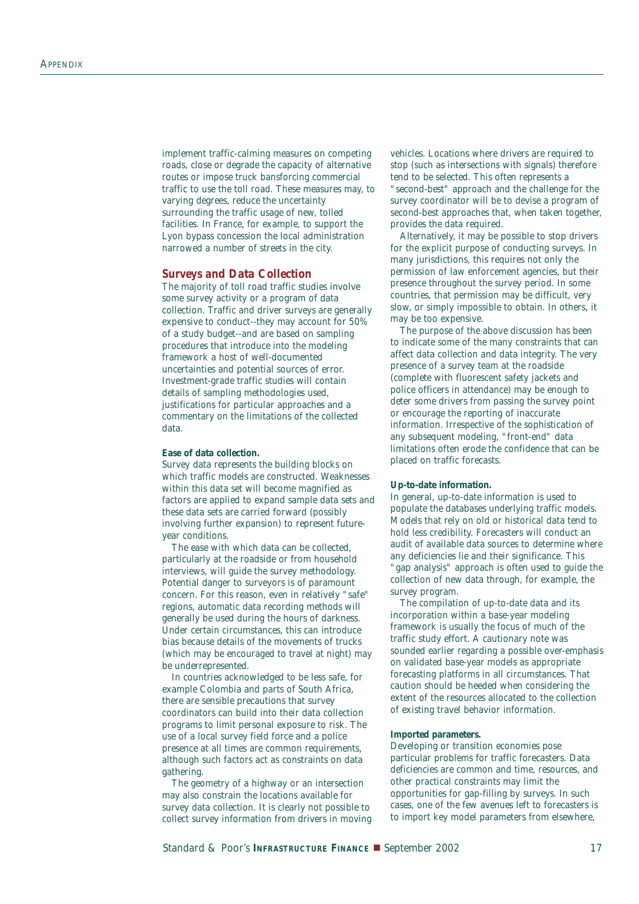implement traffic-calming measures on competing roads, close or degrade the capacity of alternative routes or impose truck bansforcing commercial traffic to use the toll road. These measures may, to varying degrees, reduce the uncertainty surrounding the traffic usage of new, tolled facilities. In France, for example, to support the Lyon bypass concession the local administration narrowed a number of streets in the city.

## Surveys and Data Collection

The majority of toll road traffic studies involve some survey activity or a program of data collection. Traffic and driver surveys are generally expensive to conduct--they may account for 50% of a study budget--and are based on sampling procedures that introduce into the modeling framework a host of well-documented uncertainties and potential sources of error. Investment-grade traffic studies will contain details of sampling methodologies used, justifications for particular approaches and a commentary on the limitations of the collected data.

**Ease of data collection.**

Survey data represents the building blocks on which traffic models are constructed. Weaknesses within this data set will become magnified as factors are applied to expand sample data sets and these data sets are carried forward (possibly involving further expansion) to represent future-year conditions.

The ease with which data can be collected, particularly at the roadside or from household interviews, will guide the survey methodology. Potential danger to surveyors is of paramount concern. For this reason, even in relatively "safe" regions, automatic data recording methods will generally be used during the hours of darkness. Under certain circumstances, this can introduce bias because details of the movements of trucks (which may be encouraged to travel at night) may be underrepresented.

In countries acknowledged to be less safe, for example Colombia and parts of South Africa, there are sensible precautions that survey coordinators can build into their data collection programs to limit personal exposure to risk. The use of a local survey field force and a police presence at all times are common requirements, although such factors act as constraints on data gathering.

The geometry of a highway or an intersection may also constrain the locations available for survey data collection. It is clearly not possible to collect survey information from drivers in moving vehicles. Locations where drivers are required to stop (such as intersections with signals) therefore tend to be selected. This often represents a "second-best" approach and the challenge for the survey coordinator will be to devise a program of second-best approaches that, when taken together, provides the data required.

Alternatively, it may be possible to stop drivers for the explicit purpose of conducting surveys. In many jurisdictions, this requires not only the permission of law enforcement agencies, but their presence throughout the survey period. In some countries, that permission may be difficult, very slow, or simply impossible to obtain. In others, it may be too expensive.

The purpose of the above discussion has been to indicate some of the many constraints that can affect data collection and data integrity. The very presence of a survey team at the roadside (complete with fluorescent safety jackets and police officers in attendance) may be enough to deter some drivers from passing the survey point or encourage the reporting of inaccurate information. Irrespective of the sophistication of any subsequent modeling, "front-end" data limitations often erode the confidence that can be placed on traffic forecasts.

**Up-to-date information.**

In general, up-to-date information is used to populate the databases underlying traffic models. Models that rely on old or historical data tend to hold less credibility. Forecasters will conduct an audit of available data sources to determine where any deficiencies lie and their significance. This "gap analysis" approach is often used to guide the collection of new data through, for example, the survey program.

The compilation of up-to-date data and its incorporation within a base-year modeling framework is usually the focus of much of the traffic study effort. A cautionary note was sounded earlier regarding a possible over-emphasis on validated base-year models as appropriate forecasting platforms in all circumstances. That caution should be heeded when considering the extent of the resources allocated to the collection of existing travel behavior information.

**Imported parameters.**

Developing or transition economies pose particular problems for traffic forecasters. Data deficiencies are common and time, resources, and other practical constraints may limit the opportunities for gap-filling by surveys. In such cases, one of the few avenues left to forecasters is to import key model parameters from elsewhere,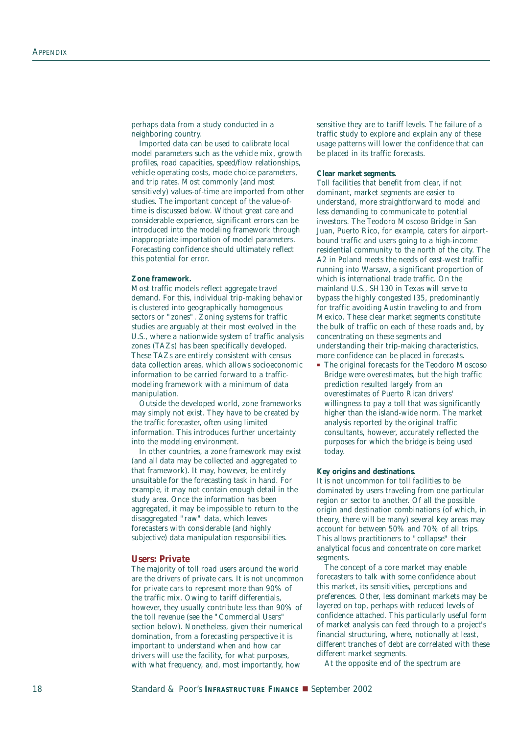perhaps data from a study conducted in a neighboring country.

Imported data can be used to calibrate local model parameters such as the vehicle mix, growth profiles, road capacities, speed/flow relationships, vehicle operating costs, mode choice parameters, and trip rates. Most commonly (and most sensitively) values-of-time are imported from other studies. The important concept of the value-of-time is discussed below. Without great care and considerable experience, significant errors can be introduced into the modeling framework through inappropriate importation of model parameters. Forecasting confidence should ultimately reflect this potential for error.

**Zone framework.**
Most traffic models reflect aggregate travel demand. For this, individual trip-making behavior is clustered into geographically homogenous sectors or "zones". Zoning systems for traffic studies are arguably at their most evolved in the U.S., where a nationwide system of traffic analysis zones (TAZs) has been specifically developed. These TAZs are entirely consistent with census data collection areas, which allows socioeconomic information to be carried forward to a traffic-modeling framework with a minimum of data manipulation.

Outside the developed world, zone frameworks may simply not exist. They have to be created by the traffic forecaster, often using limited information. This introduces further uncertainty into the modeling environment.

In other countries, a zone framework may exist (and all data may be collected and aggregated to that framework). It may, however, be entirely unsuitable for the forecasting task in hand. For example, it may not contain enough detail in the study area. Once the information has been aggregated, it may be impossible to return to the disaggregated "raw" data, which leaves forecasters with considerable (and highly subjective) data manipulation responsibilities.

## Users: Private

The majority of toll road users around the world are the drivers of private cars. It is not uncommon for private cars to represent more than 90% of the traffic mix. Owing to tariff differentials, however, they usually contribute less than 90% of the toll revenue (see the "Commercial Users" section below). Nonetheless, given their numerical domination, from a forecasting perspective it is important to understand when and how car drivers will use the facility, for what purposes, with what frequency, and, most importantly, how sensitive they are to tariff levels. The failure of a traffic study to explore and explain any of these usage patterns will lower the confidence that can be placed in its traffic forecasts.

**Clear market segments.**
Toll facilities that benefit from clear, if not dominant, market segments are easier to understand, more straightforward to model and less demanding to communicate to potential investors. The Teodoro Moscoso Bridge in San Juan, Puerto Rico, for example, caters for airport-bound traffic and users going to a high-income residential community to the north of the city. The A2 in Poland meets the needs of east-west traffic running into Warsaw, a significant proportion of which is international trade traffic. On the mainland U.S., SH130 in Texas will serve to bypass the highly congested I35, predominantly for traffic avoiding Austin traveling to and from Mexico. These clear market segments constitute the bulk of traffic on each of these roads and, by concentrating on these segments and understanding their trip-making characteristics, more confidence can be placed in forecasts.

- The original forecasts for the Teodoro Moscoso Bridge were overestimates, but the high traffic prediction resulted largely from an overestimates of Puerto Rican drivers' willingness to pay a toll that was significantly higher than the island-wide norm. The market analysis reported by the original traffic consultants, however, accurately reflected the purposes for which the bridge is being used today.

**Key origins and destinations.**
It is not uncommon for toll facilities to be dominated by users traveling from one particular region or sector to another. Of all the possible origin and destination combinations (of which, in theory, there will be many) several key areas may account for between 50% and 70% of all trips. This allows practitioners to "collapse" their analytical focus and concentrate on core market segments.

The concept of a core market may enable forecasters to talk with some confidence about this market, its sensitivities, perceptions and preferences. Other, less dominant markets may be layered on top, perhaps with reduced levels of confidence attached. This particularly useful form of market analysis can feed through to a project's financial structuring, where, notionally at least, different tranches of debt are correlated with these different market segments.

At the opposite end of the spectrum are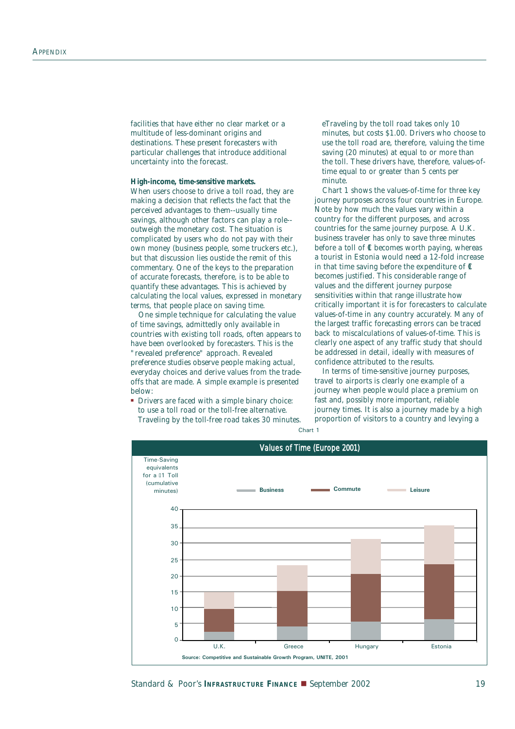facilities that have either no clear market or a multitude of less-dominant origins and destinations. These present forecasters with particular challenges that introduce additional uncertainty into the forecast.

**High-income, time-sensitive markets.** When users choose to drive a toll road, they are making a decision that reflects the fact that the perceived advantages to them--usually time savings, although other factors can play a role--outweigh the monetary cost. The situation is complicated by users who do not pay with their own money (business people, some truckers etc.), but that discussion lies oustide the remit of this commentary. One of the keys to the preparation of accurate forecasts, therefore, is to be able to quantify these advantages. This is achieved by calculating the local values, expressed in monetary terms, that people place on saving time.

One simple technique for calculating the value of time savings, admittedly only available in countries with existing toll roads, often appears to have been overlooked by forecasters. This is the "revealed preference" approach. Revealed preference studies observe people making actual, everyday choices and derive values from the trade-offs that are made. A simple example is presented below:

- Drivers are faced with a simple binary choice: to use a toll road or the toll-free alternative. Traveling by the toll-free road takes 30 minutes. eTraveling by the toll road takes only 10 minutes, but costs $1.00. Drivers who choose to use the toll road are, therefore, valuing the time saving (20 minutes) at equal to or more than the toll. These drivers have, therefore, values-of-time equal to or greater than 5 cents per minute.

Chart 1 shows the values-of-time for three key journey purposes across four countries in Europe. Note by how much the values vary within a country for the different purposes, and across countries for the same journey purpose. A U.K. business traveler has only to save three minutes before a toll of €1 becomes worth paying, whereas a tourist in Estonia would need a 12-fold increase in that time saving before the expenditure of €1 becomes justified. This considerable range of values and the different journey purpose sensitivities within that range illustrate how critically important it is for forecasters to calculate values-of-time in any country accurately. Many of the largest traffic forecasting errors can be traced back to miscalculations of values-of-time. This is clearly one aspect of any traffic study that should be addressed in detail, ideally with measures of confidence attributed to the results.

In terms of time-sensitive journey purposes, travel to airports is clearly one example of a journey when people would place a premium on fast and, possibly more important, reliable journey times. It is also a journey made by a high proportion of visitors to a country and levying a

Chart 1

**Values of Time (Europe 2001)**

Time-Saving equivalents for a €1 Toll (cumulative minutes)

| | Business | Commute | Leisure |
|---|---|---|---|
| U.K. | ~2.5 | ~9.5 | ~15 |
| Greece | ~4 | ~15 | ~23 |
| Hungary | ~5.5 | ~20 | ~31 |
| Estonia | ~6 | ~23.5 | ~35.5 |

Source: Competitive and Sustainable Growth Program, UNITE, 2001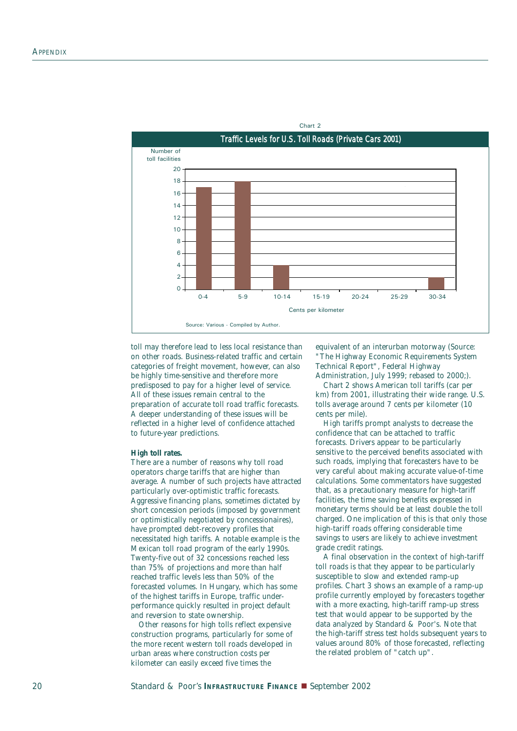Chart 2

**Traffic Levels for U.S. Toll Roads (Private Cars 2001)**

| Cents per kilometer | Number of toll facilities |
|---|---|
| 0-4 | 17 |
| 5-9 | 18 |
| 10-14 | 4 |
| 15-19 | 0 |
| 20-24 | 0 |
| 25-29 | 0 |
| 30-34 | 2 |

Source: Various - Compiled by Author.

toll may therefore lead to less local resistance than on other roads. Business-related traffic and certain categories of freight movement, however, can also be highly time-sensitive and therefore more predisposed to pay for a higher level of service. All of these issues remain central to the preparation of accurate toll road traffic forecasts. A deeper understanding of these issues will be reflected in a higher level of confidence attached to future-year predictions.

**High toll rates.**

There are a number of reasons why toll road operators charge tariffs that are higher than average. A number of such projects have attracted particularly over-optimistic traffic forecasts. Aggressive financing plans, sometimes dictated by short concession periods (imposed by government or optimistically negotiated by concessionaires), have prompted debt-recovery profiles that necessitated high tariffs. A notable example is the Mexican toll road program of the early 1990s. Twenty-five out of 32 concessions reached less than 75% of projections and more than half reached traffic levels less than 50% of the forecasted volumes. In Hungary, which has some of the highest tariffs in Europe, traffic under-performance quickly resulted in project default and reversion to state ownership.

Other reasons for high tolls reflect expensive construction programs, particularly for some of the more recent western toll roads developed in urban areas where construction costs per kilometer can easily exceed five times the equivalent of an interurban motorway (Source: "The Highway Economic Requirements System Technical Report", Federal Highway Administration, July 1999; rebased to 2000;).

Chart 2 shows American toll tariffs (car per km) from 2001, illustrating their wide range. U.S. tolls average around 7 cents per kilometer (10 cents per mile).

High tariffs prompt analysts to decrease the confidence that can be attached to traffic forecasts. Drivers appear to be particularly sensitive to the perceived benefits associated with such roads, implying that forecasters have to be very careful about making accurate value-of-time calculations. Some commentators have suggested that, as a precautionary measure for high-tariff facilities, the time saving benefits expressed in monetary terms should be at least double the toll charged. One implication of this is that only those high-tariff roads offering considerable time savings to users are likely to achieve investment grade credit ratings.

A final observation in the context of high-tariff toll roads is that they appear to be particularly susceptible to slow and extended ramp-up profiles. Chart 3 shows an example of a ramp-up profile currently employed by forecasters together with a more exacting, high-tariff ramp-up stress test that would appear to be supported by the data analyzed by Standard & Poor's. Note that the high-tariff stress test holds subsequent years to values around 80% of those forecasted, reflecting the related problem of "catch up".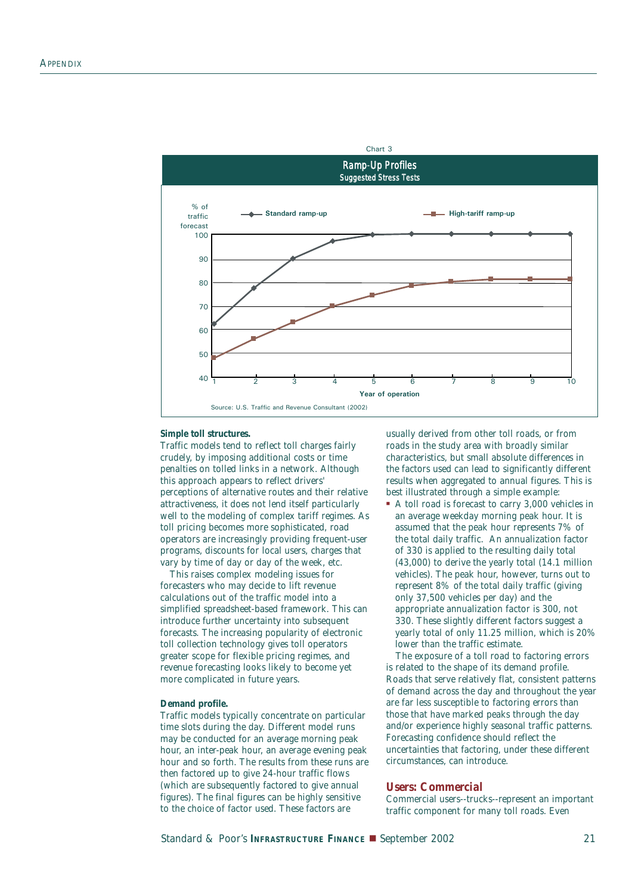Chart 3

**Ramp-Up Profiles**
Suggested Stress Tests

Source: U.S. Traffic and Revenue Consultant (2002)

**Simple toll structures.**
Traffic models tend to reflect toll charges fairly crudely, by imposing additional costs or time penalties on tolled links in a network. Although this approach appears to reflect drivers' perceptions of alternative routes and their relative attractiveness, it does not lend itself particularly well to the modeling of complex tariff regimes. As toll pricing becomes more sophisticated, road operators are increasingly providing frequent-user programs, discounts for local users, charges that vary by time of day or day of the week, etc.

This raises complex modeling issues for forecasters who may decide to lift revenue calculations out of the traffic model into a simplified spreadsheet-based framework. This can introduce further uncertainty into subsequent forecasts. The increasing popularity of electronic toll collection technology gives toll operators greater scope for flexible pricing regimes, and revenue forecasting looks likely to become yet more complicated in future years.

**Demand profile.**
Traffic models typically concentrate on particular time slots during the day. Different model runs may be conducted for an average morning peak hour, an inter-peak hour, an average evening peak hour and so forth. The results from these runs are then factored up to give 24-hour traffic flows (which are subsequently factored to give annual figures). The final figures can be highly sensitive to the choice of factor used. These factors are usually derived from other toll roads, or from roads in the study area with broadly similar characteristics, but small absolute differences in the factors used can lead to significantly different results when aggregated to annual figures. This is best illustrated through a simple example:

- A toll road is forecast to carry 3,000 vehicles in an average weekday morning peak hour. It is assumed that the peak hour represents 7% of the total daily traffic. An annualization factor of 330 is applied to the resulting daily total (43,000) to derive the yearly total (14.1 million vehicles). The peak hour, however, turns out to represent 8% of the total daily traffic (giving only 37,500 vehicles per day) and the appropriate annualization factor is 300, not 330. These slightly different factors suggest a yearly total of only 11.25 million, which is 20% lower than the traffic estimate.

The exposure of a toll road to factoring errors is related to the shape of its demand profile. Roads that serve relatively flat, consistent patterns of demand across the day and throughout the year are far less susceptible to factoring errors than those that have marked peaks through the day and/or experience highly seasonal traffic patterns. Forecasting confidence should reflect the uncertainties that factoring, under these different circumstances, can introduce.

## Users: Commercial

Commercial users--trucks--represent an important traffic component for many toll roads. Even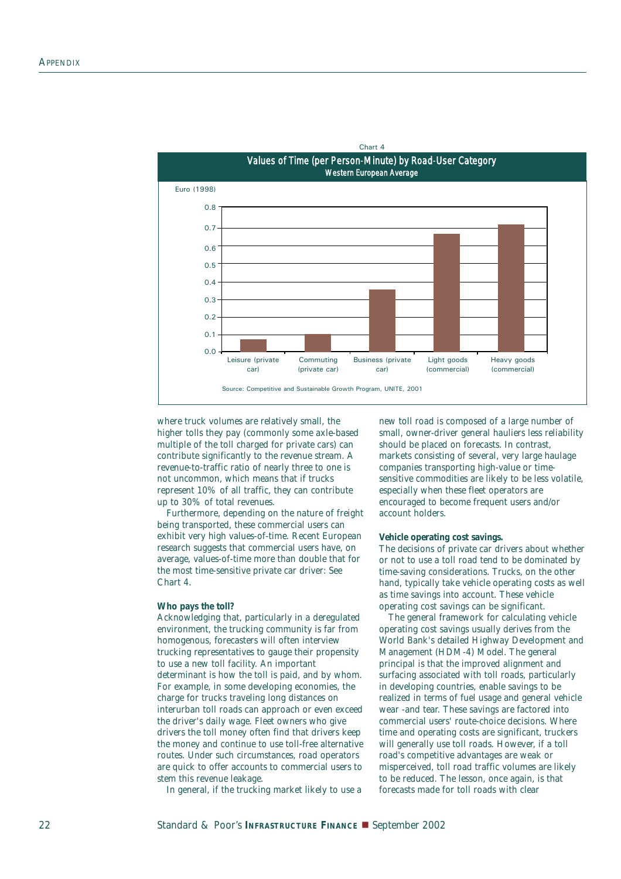Chart 4

**Values of Time (per Person-Minute) by Road-User Category**
**Western European Average**

Euro (1998)

| Road-User Category | Value (approx.) |
|---|---|
| Leisure (private car) | 0.07 |
| Commuting (private car) | 0.10 |
| Business (private car) | 0.36 |
| Light goods (commercial) | 0.67 |
| Heavy goods (commercial) | 0.72 |

Source: Competitive and Sustainable Growth Program, UNITE, 2001

where truck volumes are relatively small, the higher tolls they pay (commonly some axle-based multiple of the toll charged for private cars) can contribute significantly to the revenue stream. A revenue-to-traffic ratio of nearly three to one is not uncommon, which means that if trucks represent 10% of all traffic, they can contribute up to 30% of total revenues.

Furthermore, depending on the nature of freight being transported, these commercial users can exhibit very high values-of-time. Recent European research suggests that commercial users have, on average, values-of-time more than double that for the most time-sensitive private car driver: See Chart 4.

**Who pays the toll?**

Acknowledging that, particularly in a deregulated environment, the trucking community is far from homogenous, forecasters will often interview trucking representatives to gauge their propensity to use a new toll facility. An important determinant is how the toll is paid, and by whom. For example, in some developing economies, the charge for trucks traveling long distances on interurban toll roads can approach or even exceed the driver's daily wage. Fleet owners who give drivers the toll money often find that drivers keep the money and continue to use toll-free alternative routes. Under such circumstances, road operators are quick to offer accounts to commercial users to stem this revenue leakage.

In general, if the trucking market likely to use a new toll road is composed of a large number of small, owner-driver general hauliers less reliability should be placed on forecasts. In contrast, markets consisting of several, very large haulage companies transporting high-value or time-sensitive commodities are likely to be less volatile, especially when these fleet operators are encouraged to become frequent users and/or account holders.

**Vehicle operating cost savings.**

The decisions of private car drivers about whether or not to use a toll road tend to be dominated by time-saving considerations. Trucks, on the other hand, typically take vehicle operating costs as well as time savings into account. These vehicle operating cost savings can be significant.

The general framework for calculating vehicle operating cost savings usually derives from the World Bank's detailed Highway Development and Management (HDM-4) Model. The general principal is that the improved alignment and surfacing associated with toll roads, particularly in developing countries, enable savings to be realized in terms of fuel usage and general vehicle wear -and tear. These savings are factored into commercial users' route-choice decisions. Where time and operating costs are significant, truckers will generally use toll roads. However, if a toll road's competitive advantages are weak or misperceived, toll road traffic volumes are likely to be reduced. The lesson, once again, is that forecasts made for toll roads with clear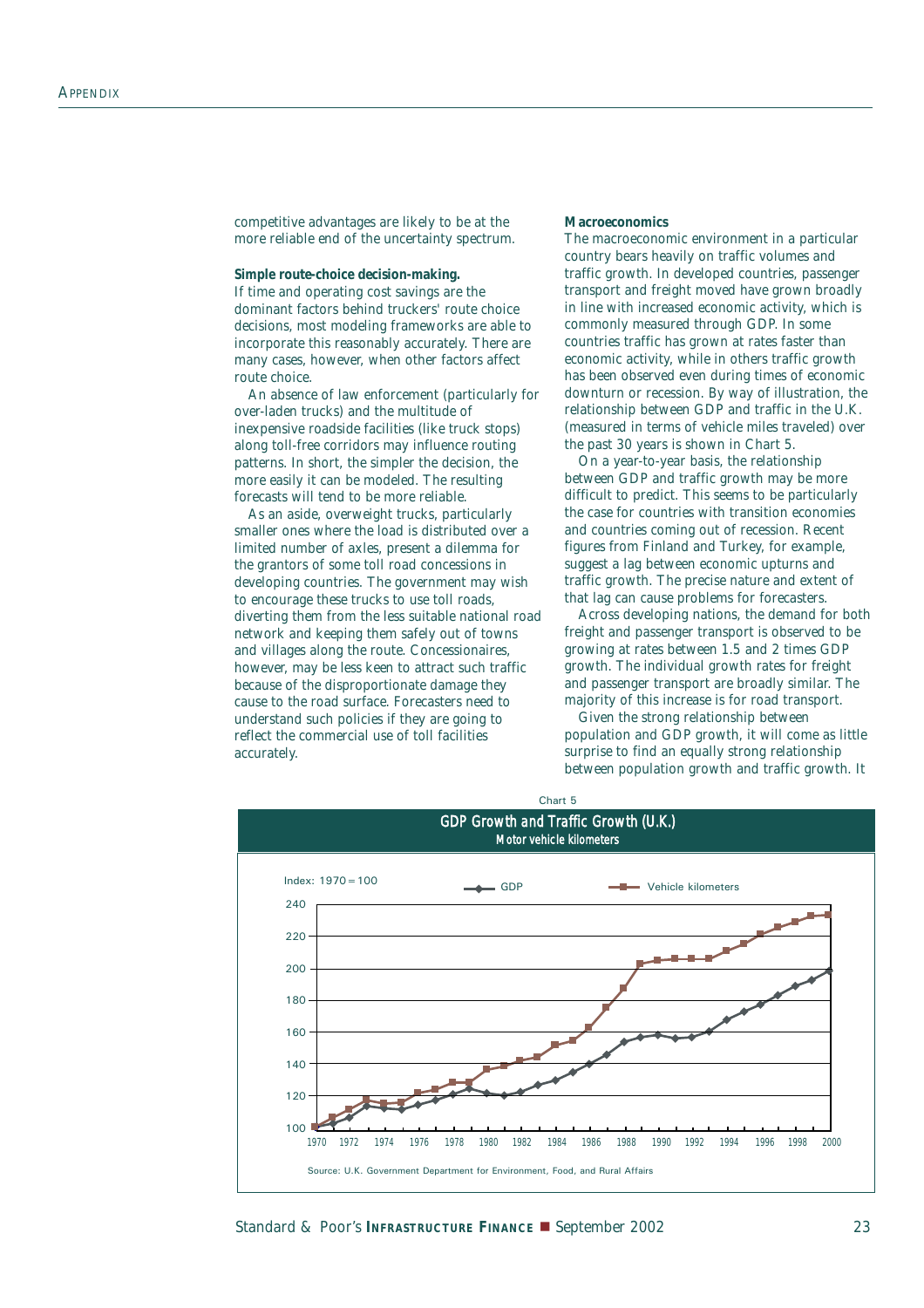competitive advantages are likely to be at the more reliable end of the uncertainty spectrum.

**Simple route-choice decision-making.**
If time and operating cost savings are the dominant factors behind truckers' route choice decisions, most modeling frameworks are able to incorporate this reasonably accurately. There are many cases, however, when other factors affect route choice.

An absence of law enforcement (particularly for over-laden trucks) and the multitude of inexpensive roadside facilities (like truck stops) along toll-free corridors may influence routing patterns. In short, the simpler the decision, the more easily it can be modeled. The resulting forecasts will tend to be more reliable.

As an aside, overweight trucks, particularly smaller ones where the load is distributed over a limited number of axles, present a dilemma for the grantors of some toll road concessions in developing countries. The government may wish to encourage these trucks to use toll roads, diverting them from the less suitable national road network and keeping them safely out of towns and villages along the route. Concessionaires, however, may be less keen to attract such traffic because of the disproportionate damage they cause to the road surface. Forecasters need to understand such policies if they are going to reflect the commercial use of toll facilities accurately.

**Macroeconomics**
The macroeconomic environment in a particular country bears heavily on traffic volumes and traffic growth. In developed countries, passenger transport and freight moved have grown broadly in line with increased economic activity, which is commonly measured through GDP. In some countries traffic has grown at rates faster than economic activity, while in others traffic growth has been observed even during times of economic downturn or recession. By way of illustration, the relationship between GDP and traffic in the U.K. (measured in terms of vehicle miles traveled) over the past 30 years is shown in Chart 5.

On a year-to-year basis, the relationship between GDP and traffic growth may be more difficult to predict. This seems to be particularly the case for countries with transition economies and countries coming out of recession. Recent figures from Finland and Turkey, for example, suggest a lag between economic upturns and traffic growth. The precise nature and extent of that lag can cause problems for forecasters.

Across developing nations, the demand for both freight and passenger transport is observed to be growing at rates between 1.5 and 2 times GDP growth. The individual growth rates for freight and passenger transport are broadly similar. The majority of this increase is for road transport.

Given the strong relationship between population and GDP growth, it will come as little surprise to find an equally strong relationship between population growth and traffic growth. It

Chart 5

**GDP Growth and Traffic Growth (U.K.)**
Motor vehicle kilometers

Index: 1970 = 100

Legend: GDP; Vehicle kilometers

Source: U.K. Government Department for Environment, Food, and Rural Affairs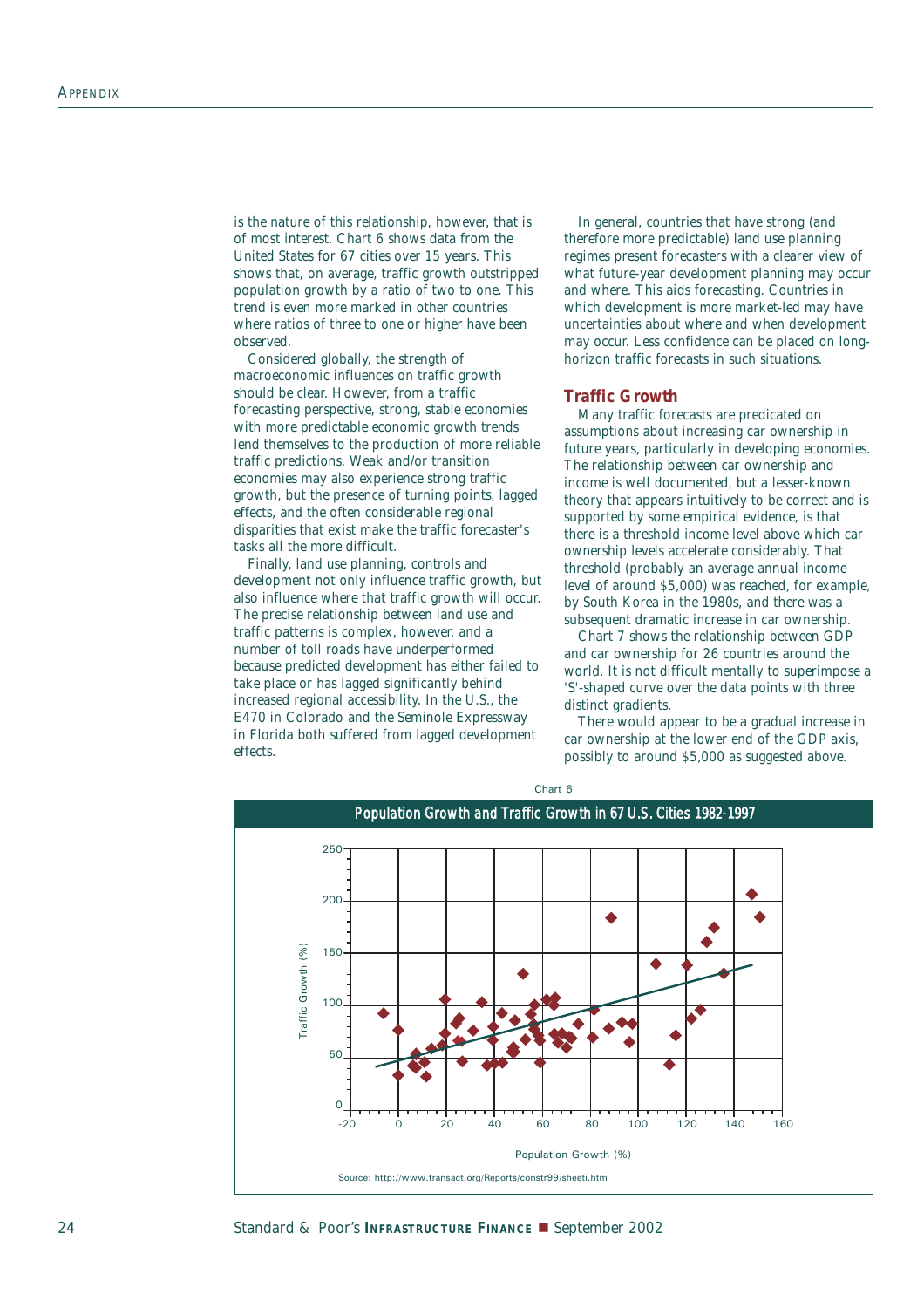is the nature of this relationship, however, that is of most interest. Chart 6 shows data from the United States for 67 cities over 15 years. This shows that, on average, traffic growth outstripped population growth by a ratio of two to one. This trend is even more marked in other countries where ratios of three to one or higher have been observed.

Considered globally, the strength of macroeconomic influences on traffic growth should be clear. However, from a traffic forecasting perspective, strong, stable economies with more predictable economic growth trends lend themselves to the production of more reliable traffic predictions. Weak and/or transition economies may also experience strong traffic growth, but the presence of turning points, lagged effects, and the often considerable regional disparities that exist make the traffic forecaster's tasks all the more difficult.

Finally, land use planning, controls and development not only influence traffic growth, but also influence where that traffic growth will occur. The precise relationship between land use and traffic patterns is complex, however, and a number of toll roads have underperformed because predicted development has either failed to take place or has lagged significantly behind increased regional accessibility. In the U.S., the E470 in Colorado and the Seminole Expressway in Florida both suffered from lagged development effects.

In general, countries that have strong (and therefore more predictable) land use planning regimes present forecasters with a clearer view of what future-year development planning may occur and where. This aids forecasting. Countries in which development is more market-led may have uncertainties about where and when development may occur. Less confidence can be placed on long-horizon traffic forecasts in such situations.

## Traffic Growth

Many traffic forecasts are predicated on assumptions about increasing car ownership in future years, particularly in developing economies. The relationship between car ownership and income is well documented, but a lesser-known theory that appears intuitively to be correct and is supported by some empirical evidence, is that there is a threshold income level above which car ownership levels accelerate considerably. That threshold (probably an average annual income level of around $5,000) was reached, for example, by South Korea in the 1980s, and there was a subsequent dramatic increase in car ownership.

Chart 7 shows the relationship between GDP and car ownership for 26 countries around the world. It is not difficult mentally to superimpose a 'S'-shaped curve over the data points with three distinct gradients.

There would appear to be a gradual increase in car ownership at the lower end of the GDP axis, possibly to around $5,000 as suggested above.

Chart 6

**Population Growth and Traffic Growth in 67 U.S. Cities 1982-1997**

Source: http://www.transact.org/Reports/constr99/sheeti.htm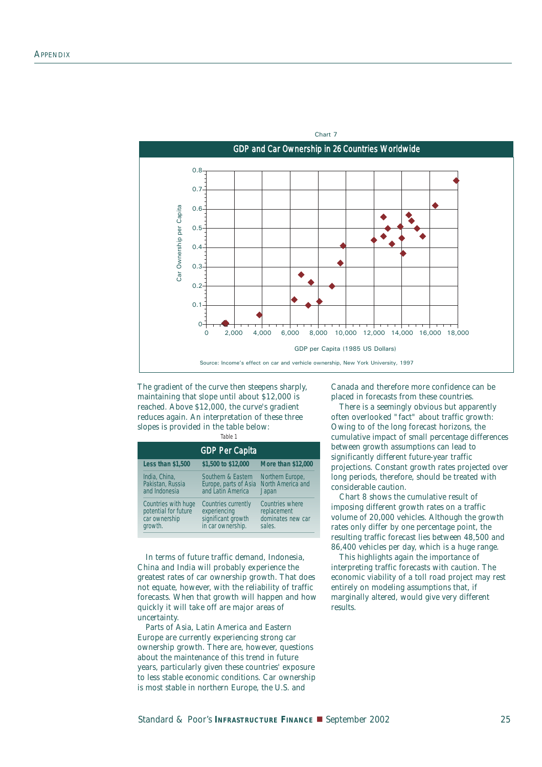Chart 7

**GDP and Car Ownership in 26 Countries Worldwide**

Car Ownership per Capita

GDP per Capita (1985 US Dollars)

Source: Income's effect on car and verhicle ownership, New York University, 1997

The gradient of the curve then steepens sharply, maintaining that slope until about $12,000 is reached. Above $12,000, the curve's gradient reduces again. An interpretation of these three slopes is provided in the table below:

Table 1

| GDP Per Capita | | |
|---|---|---|
| **Less than $1,500** | **$1,500 to $12,000** | **More than $12,000** |
| India, China, Pakistan, Russia and Indonesia | Southern & Eastern Europe, parts of Asia and Latin America | Northern Europe, North America and Japan |
| Countries with huge potential for future car ownership growth. | Countries currently experiencing significant growth in car ownership. | Countries where replacement dominates new car sales. |

In terms of future traffic demand, Indonesia, China and India will probably experience the greatest rates of car ownership growth. That does not equate, however, with the reliability of traffic forecasts. When that growth will happen and how quickly it will take off are major areas of uncertainty.

Parts of Asia, Latin America and Eastern Europe are currently experiencing strong car ownership growth. There are, however, questions about the maintenance of this trend in future years, particularly given these countries' exposure to less stable economic conditions. Car ownership is most stable in northern Europe, the U.S. and Canada and therefore more confidence can be placed in forecasts from these countries.

There is a seemingly obvious but apparently often overlooked "fact" about traffic growth: Owing to of the long forecast horizons, the cumulative impact of small percentage differences between growth assumptions can lead to significantly different future-year traffic projections. Constant growth rates projected over long periods, therefore, should be treated with considerable caution.

Chart 8 shows the cumulative result of imposing different growth rates on a traffic volume of 20,000 vehicles. Although the growth rates only differ by one percentage point, the resulting traffic forecast lies between 48,500 and 86,400 vehicles per day, which is a huge range.

This highlights again the importance of interpreting traffic forecasts with caution. The economic viability of a toll road project may rest entirely on modeling assumptions that, if marginally altered, would give very different results.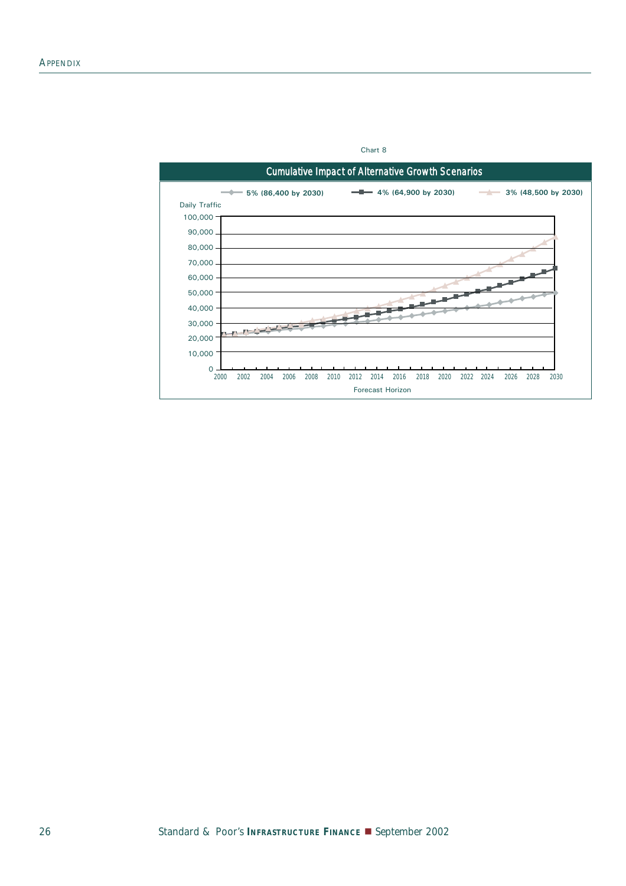Chart 8

**Cumulative Impact of Alternative Growth Scenarios**

5% (86,400 by 2030) — 4% (64,900 by 2030) — 3% (48,500 by 2030)

Daily Traffic

100,000
90,000
80,000
70,000
60,000
50,000
40,000
30,000
20,000
10,000
0

2000 2002 2004 2006 2008 2010 2012 2014 2016 2018 2020 2022 2024 2026 2028 2030

Forecast Horizon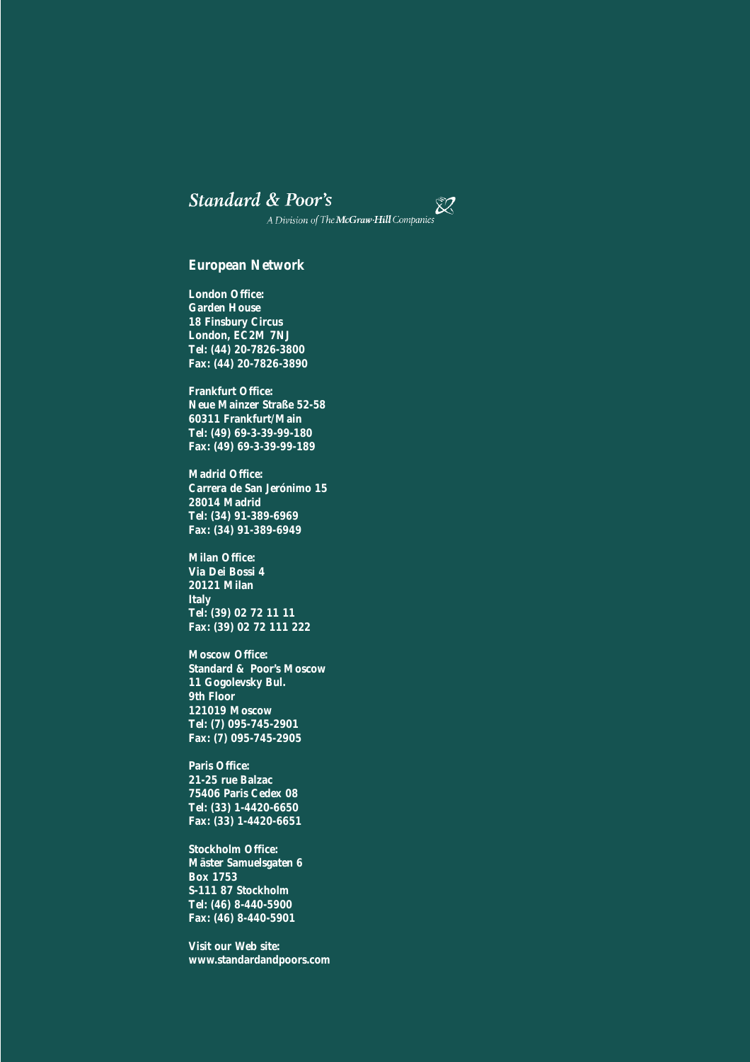**Standard & Poor's**

A Division of The McGraw-Hill Companies

## European Network

**London Office:**
**Garden House**
**18 Finsbury Circus**
**London, EC2M 7NJ**
**Tel: (44) 20-7826-3800**
**Fax: (44) 20-7826-3890**

**Frankfurt Office:**
**Neue Mainzer Straße 52-58**
**60311 Frankfurt/Main**
**Tel: (49) 69-3-39-99-180**
**Fax: (49) 69-3-39-99-189**

**Madrid Office:**
**Carrera de San Jerónimo 15**
**28014 Madrid**
**Tel: (34) 91-389-6969**
**Fax: (34) 91-389-6949**

**Milan Office:**
**Via Dei Bossi 4**
**20121 Milan**
**Italy**
**Tel: (39) 02 72 11 11**
**Fax: (39) 02 72 111 222**

**Moscow Office:**
**Standard & Poor's Moscow**
**11 Gogolevsky Bul.**
**9th Floor**
**121019 Moscow**
**Tel: (7) 095-745-2901**
**Fax: (7) 095-745-2905**

**Paris Office:**
**21-25 rue Balzac**
**75406 Paris Cedex 08**
**Tel: (33) 1-4420-6650**
**Fax: (33) 1-4420-6651**

**Stockholm Office:**
**Mäster Samuelsgaten 6**
**Box 1753**
**S-111 87 Stockholm**
**Tel: (46) 8-440-5900**
**Fax: (46) 8-440-5901**

**Visit our Web site:**
**www.standardandpoors.com**